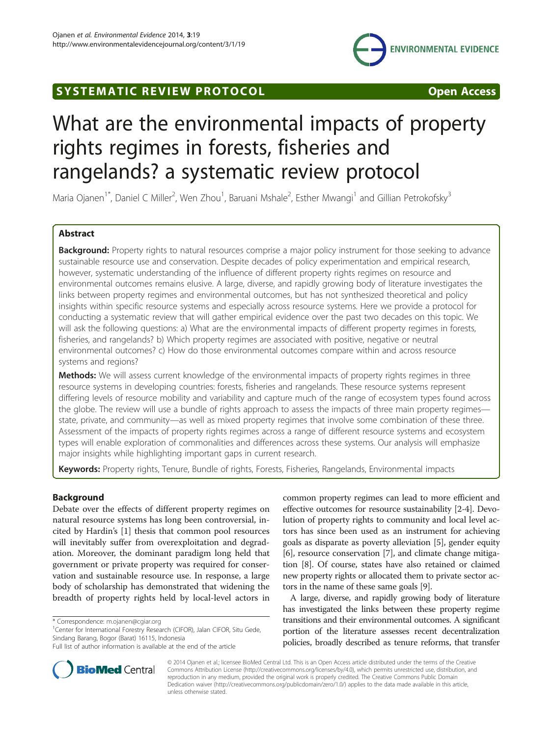SYSTEMATIC REVIEW PROTOCOL **Open Access**

# What are the environmental impacts of property rights regimes in forests, fisheries and rangelands? a systematic review protocol

Maria Ojanen[1*], Daniel C Miller[2], Wen Zhou[1], Baruani Mshale[2], Esther Mwangi[1] and Gillian Petrokofsky[3]

## Abstract

**Background:** Property rights to natural resources comprise a major policy instrument for those seeking to advance sustainable resource use and conservation. Despite decades of policy experimentation and empirical research, however, systematic understanding of the influence of different property rights regimes on resource and environmental outcomes remains elusive. A large, diverse, and rapidly growing body of literature investigates the links between property regimes and environmental outcomes, but has not synthesized theoretical and policy insights within specific resource systems and especially across resource systems. Here we provide a protocol for conducting a systematic review that will gather empirical evidence over the past two decades on this topic. We will ask the following questions: a) What are the environmental impacts of different property regimes in forests, fisheries, and rangelands? b) Which property regimes are associated with positive, negative or neutral environmental outcomes? c) How do those environmental outcomes compare within and across resource systems and regions?

**Methods:** We will assess current knowledge of the environmental impacts of property rights regimes in three resource systems in developing countries: forests, fisheries and rangelands. These resource systems represent differing levels of resource mobility and variability and capture much of the range of ecosystem types found across the globe. The review will use a bundle of rights approach to assess the impacts of three main property regimes—state, private, and community—as well as mixed property regimes that involve some combination of these three. Assessment of the impacts of property rights regimes across a range of different resource systems and ecosystem types will enable exploration of commonalities and differences across these systems. Our analysis will emphasize major insights while highlighting important gaps in current research.

**Keywords:** Property rights, Tenure, Bundle of rights, Forests, Fisheries, Rangelands, Environmental impacts

## Background

Debate over the effects of different property regimes on natural resource systems has long been controversial, incited by Hardin's [1] thesis that common pool resources will inevitably suffer from overexploitation and degradation. Moreover, the dominant paradigm long held that government or private property was required for conservation and sustainable resource use. In response, a large body of scholarship has demonstrated that widening the breadth of property rights held by local-level actors in common property regimes can lead to more efficient and effective outcomes for resource sustainability [2-4]. Devolution of property rights to community and local level actors has since been used as an instrument for achieving goals as disparate as poverty alleviation [5], gender equity [6], resource conservation [7], and climate change mitigation [8]. Of course, states have also retained or claimed new property rights or allocated them to private sector actors in the name of these same goals [9].

A large, diverse, and rapidly growing body of literature has investigated the links between these property regime transitions and their environmental outcomes. A significant portion of the literature assesses recent decentralization policies, broadly described as tenure reforms, that transfer

\* Correspondence: m.ojanen@cgiar.org

[1]Center for International Forestry Research (CIFOR), Jalan CIFOR, Situ Gede, Sindang Barang, Bogor (Barat) 16115, Indonesia

Full list of author information is available at the end of the article

© 2014 Ojanen et al.; licensee BioMed Central Ltd. This is an Open Access article distributed under the terms of the Creative Commons Attribution License (http://creativecommons.org/licenses/by/4.0), which permits unrestricted use, distribution, and reproduction in any medium, provided the original work is properly credited. The Creative Commons Public Domain Dedication waiver (http://creativecommons.org/publicdomain/zero/1.0/) applies to the data made available in this article, unless otherwise stated.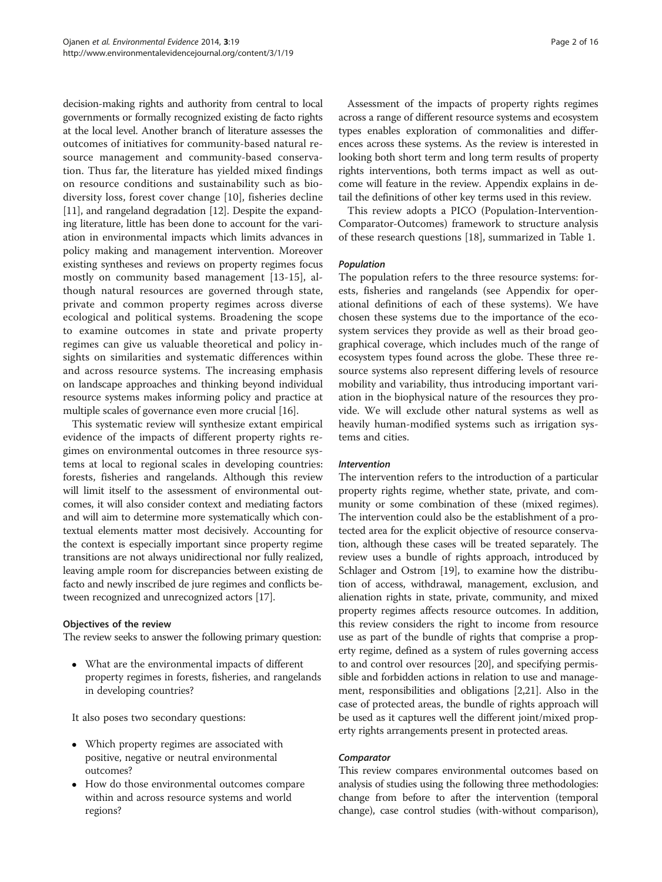decision-making rights and authority from central to local governments or formally recognized existing de facto rights at the local level. Another branch of literature assesses the outcomes of initiatives for community-based natural resource management and community-based conservation. Thus far, the literature has yielded mixed findings on resource conditions and sustainability such as biodiversity loss, forest cover change [10], fisheries decline [11], and rangeland degradation [12]. Despite the expanding literature, little has been done to account for the variation in environmental impacts which limits advances in policy making and management intervention. Moreover existing syntheses and reviews on property regimes focus mostly on community based management [13-15], although natural resources are governed through state, private and common property regimes across diverse ecological and political systems. Broadening the scope to examine outcomes in state and private property regimes can give us valuable theoretical and policy insights on similarities and systematic differences within and across resource systems. The increasing emphasis on landscape approaches and thinking beyond individual resource systems makes informing policy and practice at multiple scales of governance even more crucial [16].

This systematic review will synthesize extant empirical evidence of the impacts of different property rights regimes on environmental outcomes in three resource systems at local to regional scales in developing countries: forests, fisheries and rangelands. Although this review will limit itself to the assessment of environmental outcomes, it will also consider context and mediating factors and will aim to determine more systematically which contextual elements matter most decisively. Accounting for the context is especially important since property regime transitions are not always unidirectional nor fully realized, leaving ample room for discrepancies between existing de facto and newly inscribed de jure regimes and conflicts between recognized and unrecognized actors [17].

## Objectives of the review

The review seeks to answer the following primary question:

- What are the environmental impacts of different property regimes in forests, fisheries, and rangelands in developing countries?

It also poses two secondary questions:

- Which property regimes are associated with positive, negative or neutral environmental outcomes?
- How do those environmental outcomes compare within and across resource systems and world regions?

Assessment of the impacts of property rights regimes across a range of different resource systems and ecosystem types enables exploration of commonalities and differences across these systems. As the review is interested in looking both short term and long term results of property rights interventions, both terms impact as well as outcome will feature in the review. Appendix explains in detail the definitions of other key terms used in this review.

This review adopts a PICO (Population-Intervention-Comparator-Outcomes) framework to structure analysis of these research questions [18], summarized in Table 1.

### *Population*

The population refers to the three resource systems: forests, fisheries and rangelands (see Appendix for operational definitions of each of these systems). We have chosen these systems due to the importance of the ecosystem services they provide as well as their broad geographical coverage, which includes much of the range of ecosystem types found across the globe. These three resource systems also represent differing levels of resource mobility and variability, thus introducing important variation in the biophysical nature of the resources they provide. We will exclude other natural systems as well as heavily human-modified systems such as irrigation systems and cities.

### *Intervention*

The intervention refers to the introduction of a particular property rights regime, whether state, private, and community or some combination of these (mixed regimes). The intervention could also be the establishment of a protected area for the explicit objective of resource conservation, although these cases will be treated separately. The review uses a bundle of rights approach, introduced by Schlager and Ostrom [19], to examine how the distribution of access, withdrawal, management, exclusion, and alienation rights in state, private, community, and mixed property regimes affects resource outcomes. In addition, this review considers the right to income from resource use as part of the bundle of rights that comprise a property regime, defined as a system of rules governing access to and control over resources [20], and specifying permissible and forbidden actions in relation to use and management, responsibilities and obligations [2,21]. Also in the case of protected areas, the bundle of rights approach will be used as it captures well the different joint/mixed property rights arrangements present in protected areas.

### *Comparator*

This review compares environmental outcomes based on analysis of studies using the following three methodologies: change from before to after the intervention (temporal change), case control studies (with-without comparison),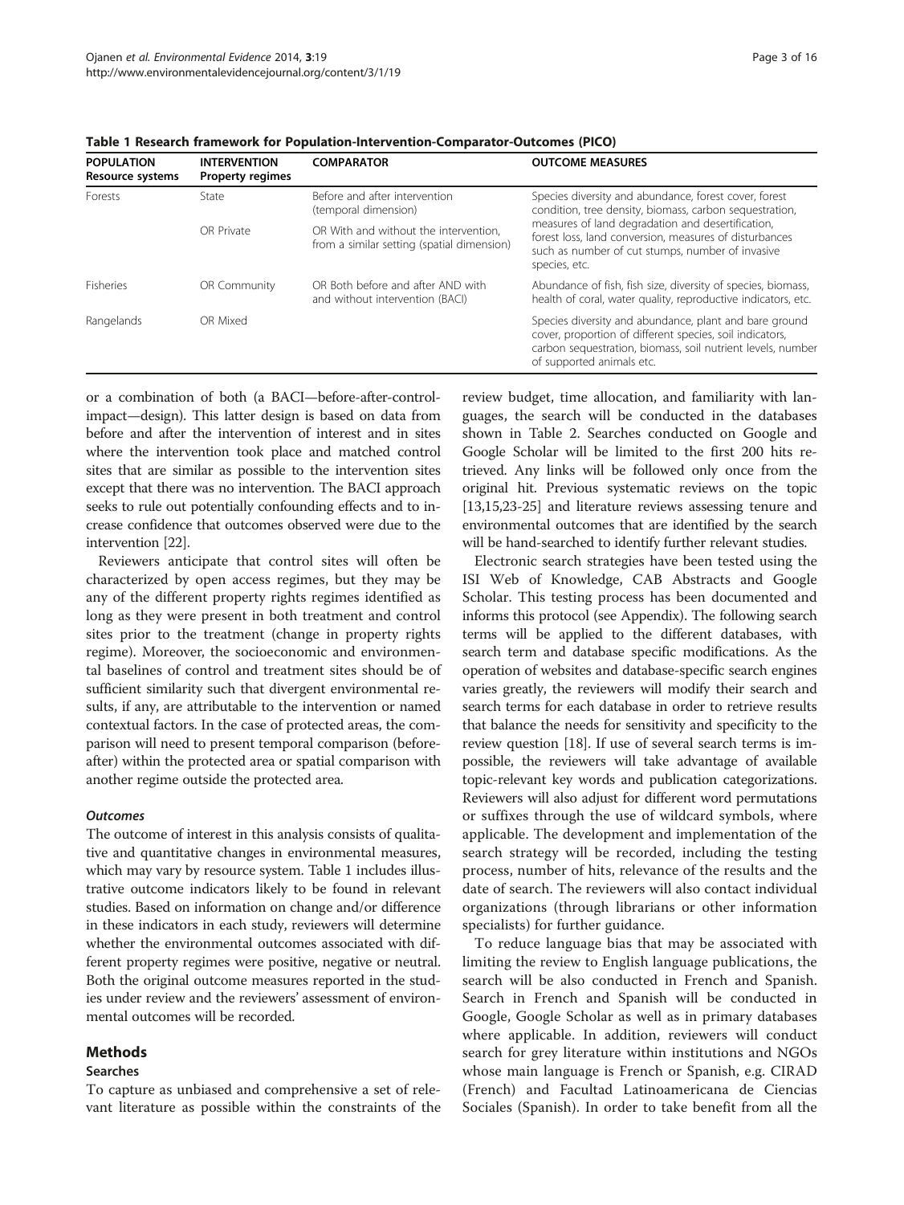**Table 1 Research framework for Population-Intervention-Comparator-Outcomes (PICO)**

| POPULATION Resource systems | INTERVENTION Property regimes | COMPARATOR | OUTCOME MEASURES |
|---|---|---|---|
| Forests | State | Before and after intervention (temporal dimension) | Species diversity and abundance, forest cover, forest condition, tree density, biomass, carbon sequestration, measures of land degradation and desertification, forest loss, land conversion, measures of disturbances such as number of cut stumps, number of invasive species, etc. |
| | OR Private | OR With and without the intervention, from a similar setting (spatial dimension) | |
| Fisheries | OR Community | OR Both before and after AND with and without intervention (BACI) | Abundance of fish, fish size, diversity of species, biomass, health of coral, water quality, reproductive indicators, etc. |
| Rangelands | OR Mixed | | Species diversity and abundance, plant and bare ground cover, proportion of different species, soil indicators, carbon sequestration, biomass, soil nutrient levels, number of supported animals etc. |

or a combination of both (a BACI—before-after-control-impact—design). This latter design is based on data from before and after the intervention of interest and in sites where the intervention took place and matched control sites that are similar as possible to the intervention sites except that there was no intervention. The BACI approach seeks to rule out potentially confounding effects and to increase confidence that outcomes observed were due to the intervention [22].

Reviewers anticipate that control sites will often be characterized by open access regimes, but they may be any of the different property rights regimes identified as long as they were present in both treatment and control sites prior to the treatment (change in property rights regime). Moreover, the socioeconomic and environmental baselines of control and treatment sites should be of sufficient similarity such that divergent environmental results, if any, are attributable to the intervention or named contextual factors. In the case of protected areas, the comparison will need to present temporal comparison (before-after) within the protected area or spatial comparison with another regime outside the protected area.

#### *Outcomes*

The outcome of interest in this analysis consists of qualitative and quantitative changes in environmental measures, which may vary by resource system. Table 1 includes illustrative outcome indicators likely to be found in relevant studies. Based on information on change and/or difference in these indicators in each study, reviewers will determine whether the environmental outcomes associated with different property regimes were positive, negative or neutral. Both the original outcome measures reported in the studies under review and the reviewers' assessment of environmental outcomes will be recorded.

## Methods

### Searches

To capture as unbiased and comprehensive a set of relevant literature as possible within the constraints of the review budget, time allocation, and familiarity with languages, the search will be conducted in the databases shown in Table 2. Searches conducted on Google and Google Scholar will be limited to the first 200 hits retrieved. Any links will be followed only once from the original hit. Previous systematic reviews on the topic [13,15,23-25] and literature reviews assessing tenure and environmental outcomes that are identified by the search will be hand-searched to identify further relevant studies.

Electronic search strategies have been tested using the ISI Web of Knowledge, CAB Abstracts and Google Scholar. This testing process has been documented and informs this protocol (see Appendix). The following search terms will be applied to the different databases, with search term and database specific modifications. As the operation of websites and database-specific search engines varies greatly, the reviewers will modify their search and search terms for each database in order to retrieve results that balance the needs for sensitivity and specificity to the review question [18]. If use of several search terms is impossible, the reviewers will take advantage of available topic-relevant key words and publication categorizations. Reviewers will also adjust for different word permutations or suffixes through the use of wildcard symbols, where applicable. The development and implementation of the search strategy will be recorded, including the testing process, number of hits, relevance of the results and the date of search. The reviewers will also contact individual organizations (through librarians or other information specialists) for further guidance.

To reduce language bias that may be associated with limiting the review to English language publications, the search will be also conducted in French and Spanish. Search in French and Spanish will be conducted in Google, Google Scholar as well as in primary databases where applicable. In addition, reviewers will conduct search for grey literature within institutions and NGOs whose main language is French or Spanish, e.g. CIRAD (French) and Facultad Latinoamericana de Ciencias Sociales (Spanish). In order to take benefit from all the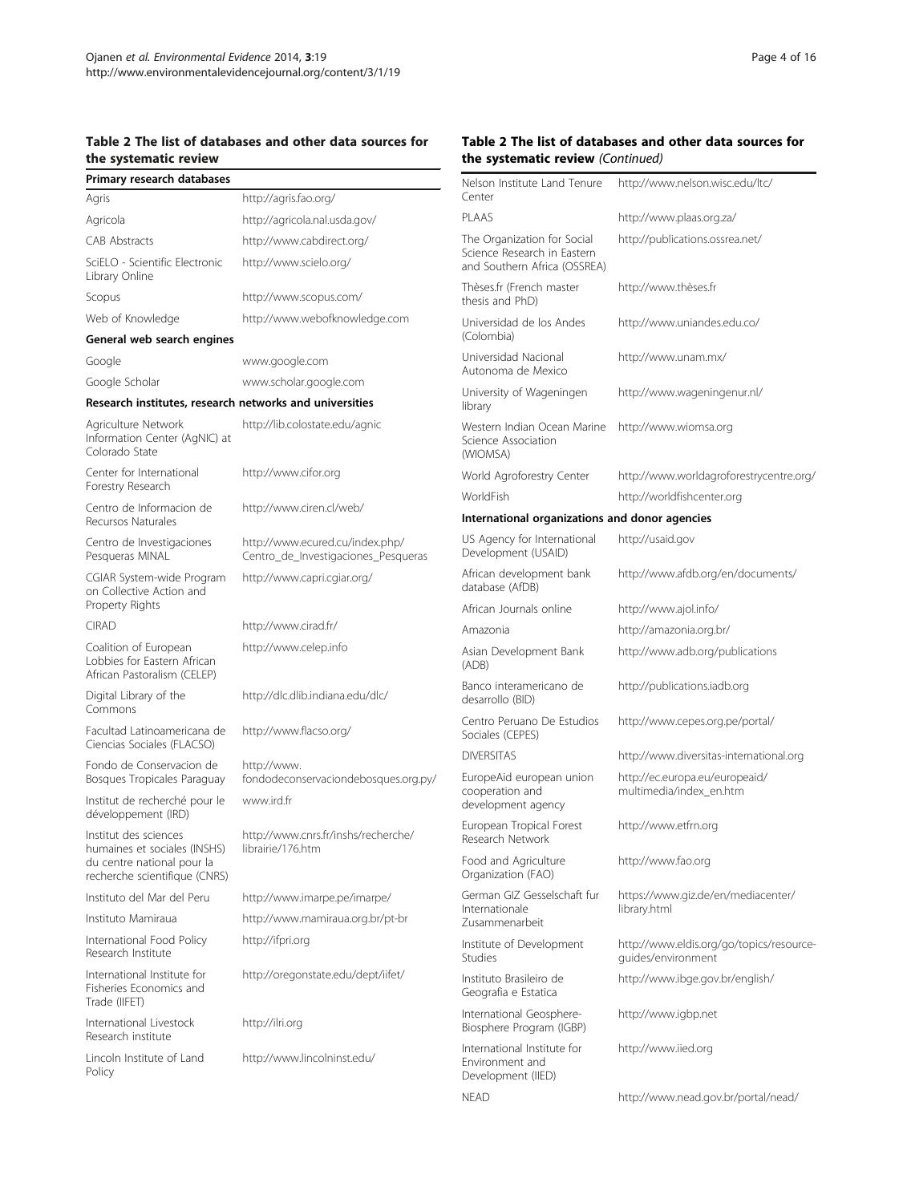**Table 2 The list of databases and other data sources for the systematic review**

| **Primary research databases** | |
|---|---|
| Agris | http://agris.fao.org/ |
| Agricola | http://agricola.nal.usda.gov/ |
| CAB Abstracts | http://www.cabdirect.org/ |
| SciELO - Scientific Electronic Library Online | http://www.scielo.org/ |
| Scopus | http://www.scopus.com/ |
| Web of Knowledge | http://www.webofknowledge.com |
| **General web search engines** | |
| Google | www.google.com |
| Google Scholar | www.scholar.google.com |
| **Research institutes, research networks and universities** | |
| Agriculture Network Information Center (AgNIC) at Colorado State | http://lib.colostate.edu/agnic |
| Center for International Forestry Research | http://www.cifor.org |
| Centro de Informacion de Recursos Naturales | http://www.ciren.cl/web/ |
| Centro de Investigaciones Pesqueras MINAL | http://www.ecured.cu/index.php/Centro_de_Investigaciones_Pesqueras |
| CGIAR System-wide Program on Collective Action and Property Rights | http://www.capri.cgiar.org/ |
| CIRAD | http://www.cirad.fr/ |
| Coalition of European Lobbies for Eastern African African Pastoralism (CELEP) | http://www.celep.info |
| Digital Library of the Commons | http://dlc.dlib.indiana.edu/dlc/ |
| Facultad Latinoamericana de Ciencias Sociales (FLACSO) | http://www.flacso.org/ |
| Fondo de Conservacion de Bosques Tropicales Paraguay | http://www.fondodeconservaciondebosques.org.py/ |
| Institut de recherché pour le développement (IRD) | www.ird.fr |
| Institut des sciences humaines et sociales (INSHS) du centre national pour la recherche scientifique (CNRS) | http://www.cnrs.fr/inshs/recherche/librairie/176.htm |
| Instituto del Mar del Peru | http://www.imarpe.pe/imarpe/ |
| Instituto Mamiraua | http://www.mamiraua.org.br/pt-br |
| International Food Policy Research Institute | http://ifpri.org |
| International Institute for Fisheries Economics and Trade (IIFET) | http://oregonstate.edu/dept/iifet/ |
| International Livestock Research institute | http://ilri.org |
| Lincoln Institute of Land Policy | http://www.lincolninst.edu/ |
| Nelson Institute Land Tenure Center | http://www.nelson.wisc.edu/ltc/ |
| PLAAS | http://www.plaas.org.za/ |
| The Organization for Social Science Research in Eastern and Southern Africa (OSSREA) | http://publications.ossrea.net/ |
| Thèses.fr (French master thesis and PhD) | http://www.thèses.fr |
| Universidad de los Andes (Colombia) | http://www.uniandes.edu.co/ |
| Universidad Nacional Autonoma de Mexico | http://www.unam.mx/ |
| University of Wageningen library | http://www.wageningenur.nl/ |
| Western Indian Ocean Marine Science Association (WIOMSA) | http://www.wiomsa.org |
| World Agroforestry Center | http://www.worldagroforestrycentre.org/ |
| WorldFish | http://worldfishcenter.org |
| **International organizations and donor agencies** | |
| US Agency for International Development (USAID) | http://usaid.gov |
| African development bank database (AfDB) | http://www.afdb.org/en/documents/ |
| African Journals online | http://www.ajol.info/ |
| Amazonia | http://amazonia.org.br/ |
| Asian Development Bank (ADB) | http://www.adb.org/publications |
| Banco interamericano de desarrollo (BID) | http://publications.iadb.org |
| Centro Peruano De Estudios Sociales (CEPES) | http://www.cepes.org.pe/portal/ |
| DIVERSITAS | http://www.diversitas-international.org |
| EuropeAid european union cooperation and development agency | http://ec.europa.eu/europeaid/multimedia/index_en.htm |
| European Tropical Forest Research Network | http://www.etfrn.org |
| Food and Agriculture Organization (FAO) | http://www.fao.org |
| German GIZ Gesselschaft fur Internationale Zusammenarbeit | https://www.giz.de/en/mediacenter/library.html |
| Institute of Development Studies | http://www.eldis.org/go/topics/resource-guides/environment |
| Instituto Brasileiro de Geografia e Estatica | http://www.ibge.gov.br/english/ |
| International Geosphere-Biosphere Program (IGBP) | http://www.igbp.net |
| International Institute for Environment and Development (IIED) | http://www.iied.org |
| NEAD | http://www.nead.gov.br/portal/nead/ |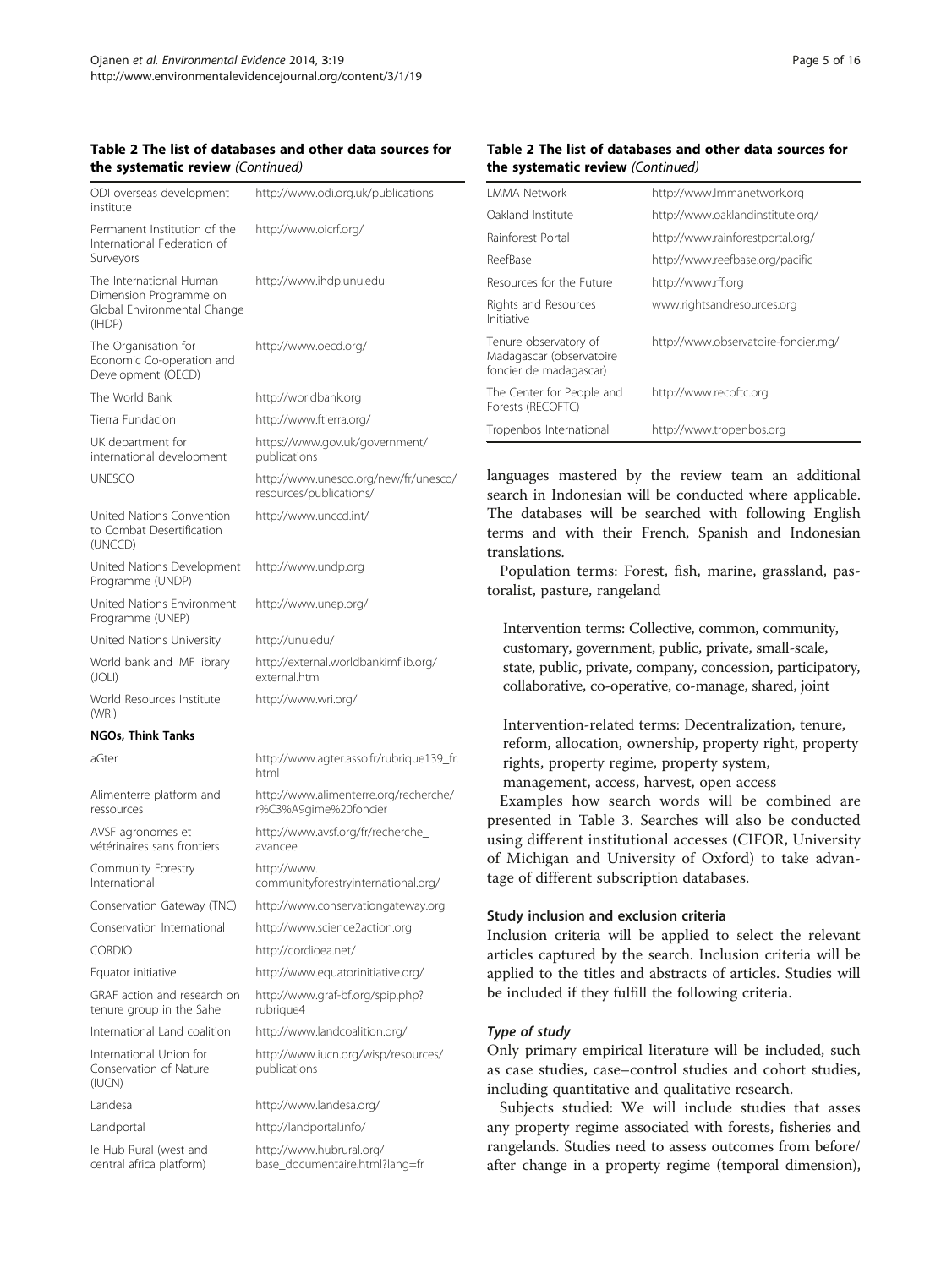**Table 2 The list of databases and other data sources for the systematic review** *(Continued)*

| | |
|---|---|
| ODI overseas development institute | http://www.odi.org.uk/publications |
| Permanent Institution of the International Federation of Surveyors | http://www.oicrf.org/ |
| The International Human Dimension Programme on Global Environmental Change (IHDP) | http://www.ihdp.unu.edu |
| The Organisation for Economic Co-operation and Development (OECD) | http://www.oecd.org/ |
| The World Bank | http://worldbank.org |
| Tierra Fundacion | http://www.ftierra.org/ |
| UK department for international development | https://www.gov.uk/government/publications |
| UNESCO | http://www.unesco.org/new/fr/unesco/resources/publications/ |
| United Nations Convention to Combat Desertification (UNCCD) | http://www.unccd.int/ |
| United Nations Development Programme (UNDP) | http://www.undp.org |
| United Nations Environment Programme (UNEP) | http://www.unep.org/ |
| United Nations University | http://unu.edu/ |
| World bank and IMF library (JOLI) | http://external.worldbankimflib.org/external.htm |
| World Resources Institute (WRI) | http://www.wri.org/ |
| **NGOs, Think Tanks** | |
| aGter | http://www.agter.asso.fr/rubrique139_fr.html |
| Alimenterre platform and ressources | http://www.alimenterre.org/recherche/r%C3%A9gime%20foncier |
| AVSF agronomes et vétérinaires sans frontiers | http://www.avsf.org/fr/recherche_avancee |
| Community Forestry International | http://www.communityforestryinternational.org/ |
| Conservation Gateway (TNC) | http://www.conservationgateway.org |
| Conservation International | http://www.science2action.org |
| CORDIO | http://cordioea.net/ |
| Equator initiative | http://www.equatorinitiative.org/ |
| GRAF action and research on tenure group in the Sahel | http://www.graf-bf.org/spip.php?rubrique4 |
| International Land coalition | http://www.landcoalition.org/ |
| International Union for Conservation of Nature (IUCN) | http://www.iucn.org/wisp/resources/publications |
| Landesa | http://www.landesa.org/ |
| Landportal | http://landportal.info/ |
| le Hub Rural (west and central africa platform) | http://www.hubrural.org/base_documentaire.html?lang=fr |
| LMMA Network | http://www.lmmanetwork.org |
| Oakland Institute | http://www.oaklandinstitute.org/ |
| Rainforest Portal | http://www.rainforestportal.org/ |
| ReefBase | http://www.reefbase.org/pacific |
| Resources for the Future | http://www.rff.org |
| Rights and Resources Initiative | www.rightsandresources.org |
| Tenure observatory of Madagascar (observatoire foncier de madagascar) | http://www.observatoire-foncier.mg/ |
| The Center for People and Forests (RECOFTC) | http://www.recoftc.org |
| Tropenbos International | http://www.tropenbos.org |

languages mastered by the review team an additional search in Indonesian will be conducted where applicable. The databases will be searched with following English terms and with their French, Spanish and Indonesian translations.

Population terms: Forest, fish, marine, grassland, pastoralist, pasture, rangeland

Intervention terms: Collective, common, community, customary, government, public, private, small-scale, state, public, private, company, concession, participatory, collaborative, co-operative, co-manage, shared, joint

Intervention-related terms: Decentralization, tenure, reform, allocation, ownership, property right, property rights, property regime, property system, management, access, harvest, open access

Examples how search words will be combined are presented in Table 3. Searches will also be conducted using different institutional accesses (CIFOR, University of Michigan and University of Oxford) to take advantage of different subscription databases.

### Study inclusion and exclusion criteria

Inclusion criteria will be applied to select the relevant articles captured by the search. Inclusion criteria will be applied to the titles and abstracts of articles. Studies will be included if they fulfill the following criteria.

#### *Type of study*

Only primary empirical literature will be included, such as case studies, case–control studies and cohort studies, including quantitative and qualitative research.

Subjects studied: We will include studies that asses any property regime associated with forests, fisheries and rangelands. Studies need to assess outcomes from before/after change in a property regime (temporal dimension),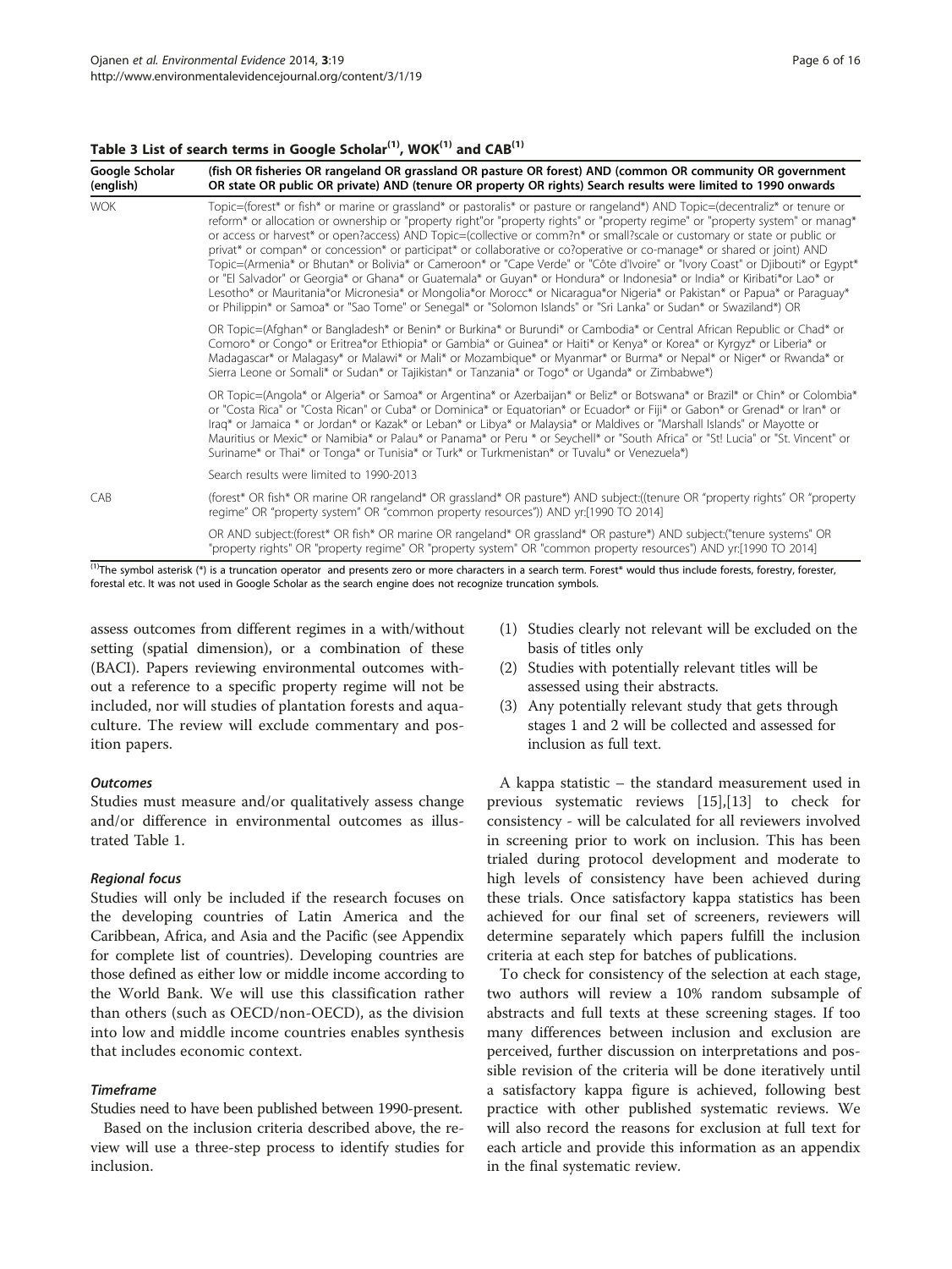**Table 3 List of search terms in Google Scholar[(1)], WOK[(1)] and CAB[(1)]**

| Google Scholar (english) | (fish OR fisheries OR rangeland OR grassland OR pasture OR forest) AND (common OR community OR government OR state OR public OR private) AND (tenure OR property OR rights) Search results were limited to 1990 onwards |
|---|---|
| WOK | Topic=(forest* or fish* or marine or grassland* or pastoralis* or pasture or rangeland*) AND Topic=(decentraliz* or tenure or reform* or allocation or ownership or "property right"or "property rights" or "property regime" or "property system" or manag* or access or harvest* or open?access) AND Topic=(collective or comm?n* or small?scale or customary or state or public or privat* or compan* or concession* or participat* or collaborative or co?operative or co-manage* or shared or joint) AND Topic=(Armenia* or Bhutan* or Bolivia* or Cameroon* or "Cape Verde" or "Côte d'Ivoire" or "Ivory Coast" or Djibouti* or Egypt* or "El Salvador" or Georgia* or Ghana* or Guatemala* or Guyan* or Hondura* or Indonesia* or India* or Kiribati*or Lao* or Lesotho* or Mauritania*or Micronesia* or Mongolia*or Morocc* or Nicaragua*or Nigeria* or Pakistan* or Papua* or Paraguay* or Philippin* or Samoa* or "Sao Tome" or Senegal* or "Solomon Islands" or "Sri Lanka" or Sudan* or Swaziland*) OR |
| | OR Topic=(Afghan* or Bangladesh* or Benin* or Burkina* or Burundi* or Cambodia* or Central African Republic or Chad* or Comoro* or Congo* or Eritrea*or Ethiopia* or Gambia* or Guinea* or Haiti* or Kenya* or Korea* or Kyrgyz* or Liberia* or Madagascar* or Malagasy* or Malawi* or Mali* or Mozambique* or Myanmar* or Burma* or Nepal* or Niger* or Rwanda* or Sierra Leone or Somali* or Sudan* or Tajikistan* or Tanzania* or Togo* or Uganda* or Zimbabwe*) |
| | OR Topic=(Angola* or Algeria* or Samoa* or Argentina* or Azerbaijan* or Beliz* or Botswana* or Brazil* or Chin* or Colombia* or "Costa Rica" or "Costa Rican" or Cuba* or Dominica* or Equatorian* or Ecuador* or Fiji* or Gabon* or Grenad* or Iran* or Iraq* or Jamaica * or Jordan* or Kazak* or Leban* or Libya* or Malaysia* or Maldives or "Marshall Islands" or Mayotte or Mauritius or Mexic* or Namibia* or Palau* or Panama* or Peru * or Seychell* or "South Africa" or "St! Lucia" or "St. Vincent" or Suriname* or Thai* or Tonga* or Tunisia* or Turk* or Turkmenistan* or Tuvalu* or Venezuela*) |
| | Search results were limited to 1990-2013 |
| CAB | (forest* OR fish* OR marine OR rangeland* OR grassland* OR pasture*) AND subject:((tenure OR "property rights" OR "property regime" OR "property system" OR "common property resources")) AND yr:[1990 TO 2014] |
| | OR AND subject:(forest* OR fish* OR marine OR rangeland* OR grassland* OR pasture*) AND subject:("tenure systems" OR "property rights" OR "property regime" OR "property system" OR "common property resources") AND yr:[1990 TO 2014] |

[(1)]The symbol asterisk (*) is a truncation operator and presents zero or more characters in a search term. Forest* would thus include forests, forestry, forester, forestal etc. It was not used in Google Scholar as the search engine does not recognize truncation symbols.

assess outcomes from different regimes in a with/without setting (spatial dimension), or a combination of these (BACI). Papers reviewing environmental outcomes without a reference to a specific property regime will not be included, nor will studies of plantation forests and aquaculture. The review will exclude commentary and position papers.

#### *Outcomes*

Studies must measure and/or qualitatively assess change and/or difference in environmental outcomes as illustrated Table 1.

#### *Regional focus*

Studies will only be included if the research focuses on the developing countries of Latin America and the Caribbean, Africa, and Asia and the Pacific (see Appendix for complete list of countries). Developing countries are those defined as either low or middle income according to the World Bank. We will use this classification rather than others (such as OECD/non-OECD), as the division into low and middle income countries enables synthesis that includes economic context.

#### *Timeframe*

Studies need to have been published between 1990-present.

Based on the inclusion criteria described above, the review will use a three-step process to identify studies for inclusion.

(1) Studies clearly not relevant will be excluded on the basis of titles only
(2) Studies with potentially relevant titles will be assessed using their abstracts.
(3) Any potentially relevant study that gets through stages 1 and 2 will be collected and assessed for inclusion as full text.

A kappa statistic – the standard measurement used in previous systematic reviews [15],[13] to check for consistency - will be calculated for all reviewers involved in screening prior to work on inclusion. This has been trialed during protocol development and moderate to high levels of consistency have been achieved during these trials. Once satisfactory kappa statistics has been achieved for our final set of screeners, reviewers will determine separately which papers fulfill the inclusion criteria at each step for batches of publications.

To check for consistency of the selection at each stage, two authors will review a 10% random subsample of abstracts and full texts at these screening stages. If too many differences between inclusion and exclusion are perceived, further discussion on interpretations and possible revision of the criteria will be done iteratively until a satisfactory kappa figure is achieved, following best practice with other published systematic reviews. We will also record the reasons for exclusion at full text for each article and provide this information as an appendix in the final systematic review.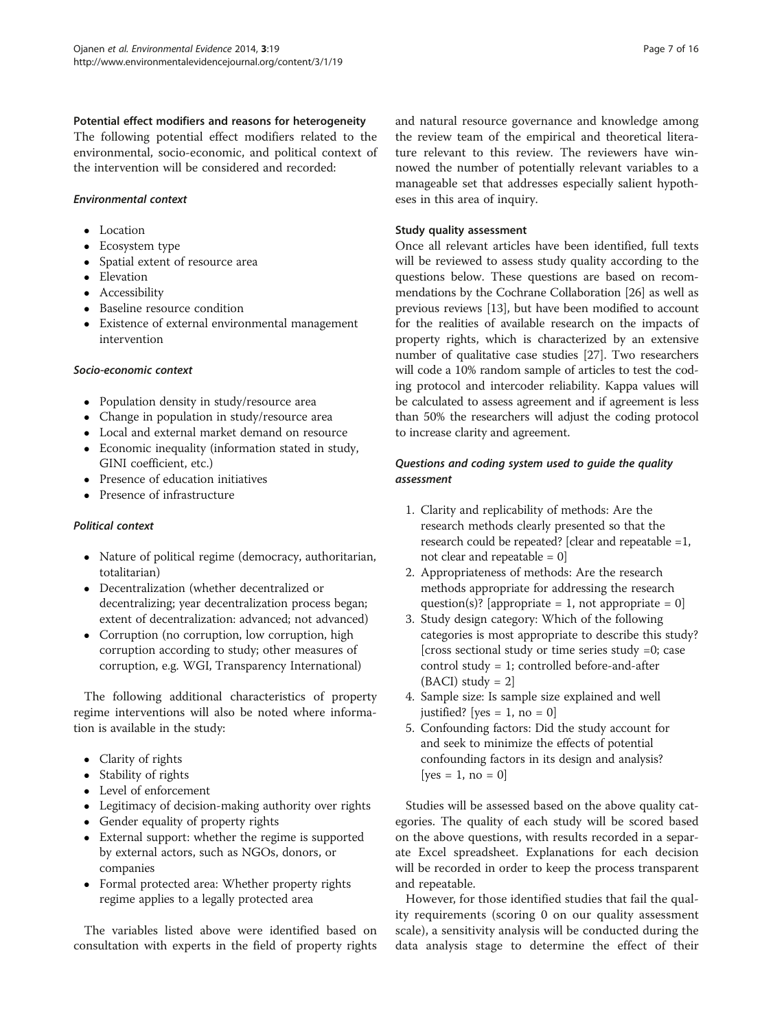#### Potential effect modifiers and reasons for heterogeneity

The following potential effect modifiers related to the environmental, socio-economic, and political context of the intervention will be considered and recorded:

##### *Environmental context*

- Location
- Ecosystem type
- Spatial extent of resource area
- Elevation
- Accessibility
- Baseline resource condition
- Existence of external environmental management intervention

##### *Socio-economic context*

- Population density in study/resource area
- Change in population in study/resource area
- Local and external market demand on resource
- Economic inequality (information stated in study, GINI coefficient, etc.)
- Presence of education initiatives
- Presence of infrastructure

##### *Political context*

- Nature of political regime (democracy, authoritarian, totalitarian)
- Decentralization (whether decentralized or decentralizing; year decentralization process began; extent of decentralization: advanced; not advanced)
- Corruption (no corruption, low corruption, high corruption according to study; other measures of corruption, e.g. WGI, Transparency International)

The following additional characteristics of property regime interventions will also be noted where information is available in the study:

- Clarity of rights
- Stability of rights
- Level of enforcement
- Legitimacy of decision-making authority over rights
- Gender equality of property rights
- External support: whether the regime is supported by external actors, such as NGOs, donors, or companies
- Formal protected area: Whether property rights regime applies to a legally protected area

The variables listed above were identified based on consultation with experts in the field of property rights and natural resource governance and knowledge among the review team of the empirical and theoretical literature relevant to this review. The reviewers have winnowed the number of potentially relevant variables to a manageable set that addresses especially salient hypotheses in this area of inquiry.

#### Study quality assessment

Once all relevant articles have been identified, full texts will be reviewed to assess study quality according to the questions below. These questions are based on recommendations by the Cochrane Collaboration [26] as well as previous reviews [13], but have been modified to account for the realities of available research on the impacts of property rights, which is characterized by an extensive number of qualitative case studies [27]. Two researchers will code a 10% random sample of articles to test the coding protocol and intercoder reliability. Kappa values will be calculated to assess agreement and if agreement is less than 50% the researchers will adjust the coding protocol to increase clarity and agreement.

##### *Questions and coding system used to guide the quality assessment*

1. Clarity and replicability of methods: Are the research methods clearly presented so that the research could be repeated? [clear and repeatable =1, not clear and repeatable = 0]
2. Appropriateness of methods: Are the research methods appropriate for addressing the research question(s)? [appropriate = 1, not appropriate = 0]
3. Study design category: Which of the following categories is most appropriate to describe this study? [cross sectional study or time series study =0; case control study = 1; controlled before-and-after (BACI) study = 2]
4. Sample size: Is sample size explained and well justified? [yes = 1, no = 0]
5. Confounding factors: Did the study account for and seek to minimize the effects of potential confounding factors in its design and analysis? [yes = 1, no = 0]

Studies will be assessed based on the above quality categories. The quality of each study will be scored based on the above questions, with results recorded in a separate Excel spreadsheet. Explanations for each decision will be recorded in order to keep the process transparent and repeatable.

However, for those identified studies that fail the quality requirements (scoring 0 on our quality assessment scale), a sensitivity analysis will be conducted during the data analysis stage to determine the effect of their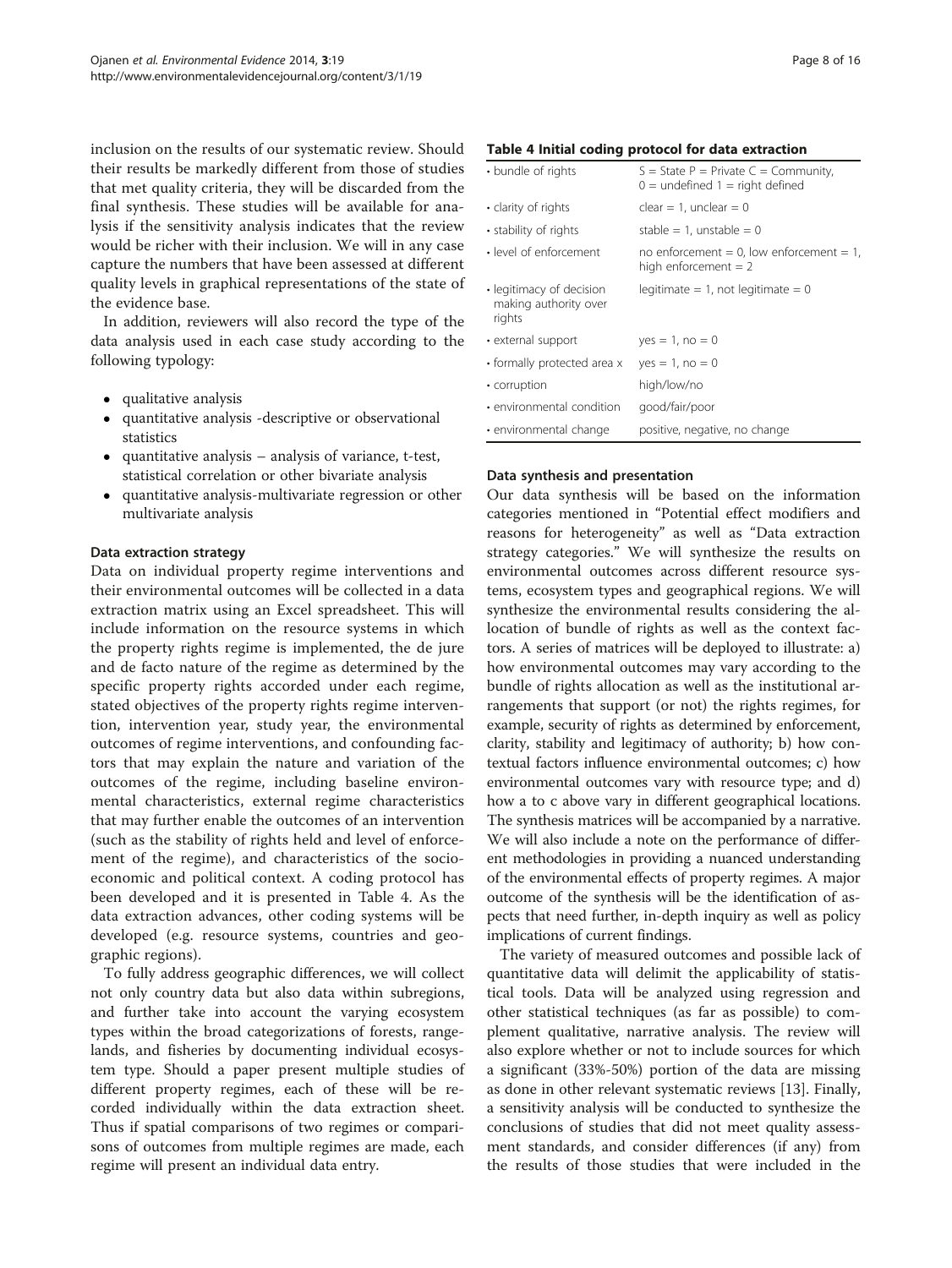inclusion on the results of our systematic review. Should their results be markedly different from those of studies that met quality criteria, they will be discarded from the final synthesis. These studies will be available for analysis if the sensitivity analysis indicates that the review would be richer with their inclusion. We will in any case capture the numbers that have been assessed at different quality levels in graphical representations of the state of the evidence base.

In addition, reviewers will also record the type of the data analysis used in each case study according to the following typology:

- qualitative analysis
- quantitative analysis -descriptive or observational statistics
- quantitative analysis – analysis of variance, t-test, statistical correlation or other bivariate analysis
- quantitative analysis-multivariate regression or other multivariate analysis

### Data extraction strategy

Data on individual property regime interventions and their environmental outcomes will be collected in a data extraction matrix using an Excel spreadsheet. This will include information on the resource systems in which the property rights regime is implemented, the de jure and de facto nature of the regime as determined by the specific property rights accorded under each regime, stated objectives of the property rights regime intervention, intervention year, study year, the environmental outcomes of regime interventions, and confounding factors that may explain the nature and variation of the outcomes of the regime, including baseline environmental characteristics, external regime characteristics that may further enable the outcomes of an intervention (such as the stability of rights held and level of enforcement of the regime), and characteristics of the socio-economic and political context. A coding protocol has been developed and it is presented in Table 4. As the data extraction advances, other coding systems will be developed (e.g. resource systems, countries and geographic regions).

To fully address geographic differences, we will collect not only country data but also data within subregions, and further take into account the varying ecosystem types within the broad categorizations of forests, rangelands, and fisheries by documenting individual ecosystem type. Should a paper present multiple studies of different property regimes, each of these will be recorded individually within the data extraction sheet. Thus if spatial comparisons of two regimes or comparisons of outcomes from multiple regimes are made, each regime will present an individual data entry.

**Table 4 Initial coding protocol for data extraction**

| | |
|---|---|
| • bundle of rights | S = State P = Private C = Community, 0 = undefined 1 = right defined |
| • clarity of rights | clear = 1, unclear = 0 |
| • stability of rights | stable = 1, unstable = 0 |
| • level of enforcement | no enforcement = 0, low enforcement = 1, high enforcement = 2 |
| • legitimacy of decision making authority over rights | legitimate = 1, not legitimate = 0 |
| • external support | yes = 1, no = 0 |
| • formally protected area x | yes = 1, no = 0 |
| • corruption | high/low/no |
| • environmental condition | good/fair/poor |
| • environmental change | positive, negative, no change |

### Data synthesis and presentation

Our data synthesis will be based on the information categories mentioned in "Potential effect modifiers and reasons for heterogeneity" as well as "Data extraction strategy categories." We will synthesize the results on environmental outcomes across different resource systems, ecosystem types and geographical regions. We will synthesize the environmental results considering the allocation of bundle of rights as well as the context factors. A series of matrices will be deployed to illustrate: a) how environmental outcomes may vary according to the bundle of rights allocation as well as the institutional arrangements that support (or not) the rights regimes, for example, security of rights as determined by enforcement, clarity, stability and legitimacy of authority; b) how contextual factors influence environmental outcomes; c) how environmental outcomes vary with resource type; and d) how a to c above vary in different geographical locations. The synthesis matrices will be accompanied by a narrative. We will also include a note on the performance of different methodologies in providing a nuanced understanding of the environmental effects of property regimes. A major outcome of the synthesis will be the identification of aspects that need further, in-depth inquiry as well as policy implications of current findings.

The variety of measured outcomes and possible lack of quantitative data will delimit the applicability of statistical tools. Data will be analyzed using regression and other statistical techniques (as far as possible) to complement qualitative, narrative analysis. The review will also explore whether or not to include sources for which a significant (33%-50%) portion of the data are missing as done in other relevant systematic reviews [13]. Finally, a sensitivity analysis will be conducted to synthesize the conclusions of studies that did not meet quality assessment standards, and consider differences (if any) from the results of those studies that were included in the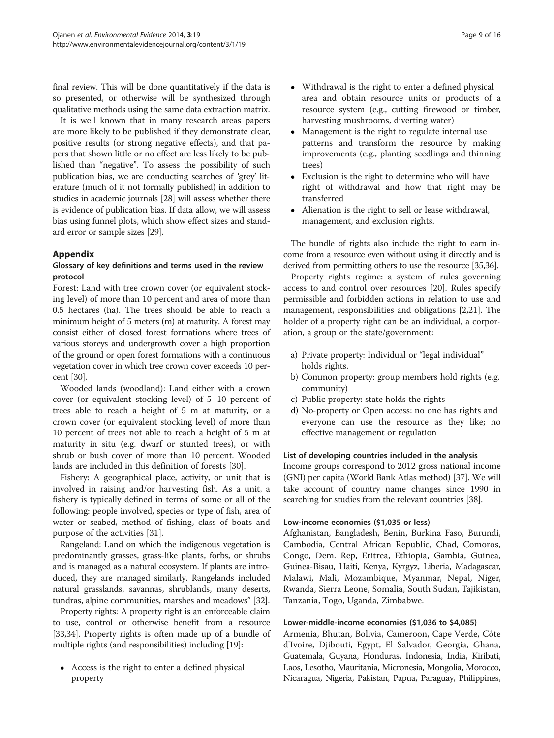final review. This will be done quantitatively if the data is so presented, or otherwise will be synthesized through qualitative methods using the same data extraction matrix.

It is well known that in many research areas papers are more likely to be published if they demonstrate clear, positive results (or strong negative effects), and that papers that shown little or no effect are less likely to be published than "negative". To assess the possibility of such publication bias, we are conducting searches of 'grey' literature (much of it not formally published) in addition to studies in academic journals [28] will assess whether there is evidence of publication bias. If data allow, we will assess bias using funnel plots, which show effect sizes and standard error or sample sizes [29].

## Appendix

### Glossary of key definitions and terms used in the review protocol

Forest: Land with tree crown cover (or equivalent stocking level) of more than 10 percent and area of more than 0.5 hectares (ha). The trees should be able to reach a minimum height of 5 meters (m) at maturity. A forest may consist either of closed forest formations where trees of various storeys and undergrowth cover a high proportion of the ground or open forest formations with a continuous vegetation cover in which tree crown cover exceeds 10 percent [30].

Wooded lands (woodland): Land either with a crown cover (or equivalent stocking level) of 5–10 percent of trees able to reach a height of 5 m at maturity, or a crown cover (or equivalent stocking level) of more than 10 percent of trees not able to reach a height of 5 m at maturity in situ (e.g. dwarf or stunted trees), or with shrub or bush cover of more than 10 percent. Wooded lands are included in this definition of forests [30].

Fishery: A geographical place, activity, or unit that is involved in raising and/or harvesting fish. As a unit, a fishery is typically defined in terms of some or all of the following: people involved, species or type of fish, area of water or seabed, method of fishing, class of boats and purpose of the activities [31].

Rangeland: Land on which the indigenous vegetation is predominantly grasses, grass-like plants, forbs, or shrubs and is managed as a natural ecosystem. If plants are introduced, they are managed similarly. Rangelands included natural grasslands, savannas, shrublands, many deserts, tundras, alpine communities, marshes and meadows" [32].

Property rights: A property right is an enforceable claim to use, control or otherwise benefit from a resource [33,34]. Property rights is often made up of a bundle of multiple rights (and responsibilities) including [19]:

- Access is the right to enter a defined physical property
- Withdrawal is the right to enter a defined physical area and obtain resource units or products of a resource system (e.g., cutting firewood or timber, harvesting mushrooms, diverting water)
- Management is the right to regulate internal use patterns and transform the resource by making improvements (e.g., planting seedlings and thinning trees)
- Exclusion is the right to determine who will have right of withdrawal and how that right may be transferred
- Alienation is the right to sell or lease withdrawal, management, and exclusion rights.

The bundle of rights also include the right to earn income from a resource even without using it directly and is derived from permitting others to use the resource [35,36].

Property rights regime: a system of rules governing access to and control over resources [20]. Rules specify permissible and forbidden actions in relation to use and management, responsibilities and obligations [2,21]. The holder of a property right can be an individual, a corporation, a group or the state/government:

a) Private property: Individual or "legal individual" holds rights.
b) Common property: group members hold rights (e.g. community)
c) Public property: state holds the rights
d) No-property or Open access: no one has rights and everyone can use the resource as they like; no effective management or regulation

#### List of developing countries included in the analysis

Income groups correspond to 2012 gross national income (GNI) per capita (World Bank Atlas method) [37]. We will take account of country name changes since 1990 in searching for studies from the relevant countries [38].

#### Low-income economies ($1,035 or less)

Afghanistan, Bangladesh, Benin, Burkina Faso, Burundi, Cambodia, Central African Republic, Chad, Comoros, Congo, Dem. Rep, Eritrea, Ethiopia, Gambia, Guinea, Guinea-Bisau, Haiti, Kenya, Kyrgyz, Liberia, Madagascar, Malawi, Mali, Mozambique, Myanmar, Nepal, Niger, Rwanda, Sierra Leone, Somalia, South Sudan, Tajikistan, Tanzania, Togo, Uganda, Zimbabwe.

#### Lower-middle-income economies ($1,036 to $4,085)

Armenia, Bhutan, Bolivia, Cameroon, Cape Verde, Côte d'Ivoire, Djibouti, Egypt, El Salvador, Georgia, Ghana, Guatemala, Guyana, Honduras, Indonesia, India, Kiribati, Laos, Lesotho, Mauritania, Micronesia, Mongolia, Morocco, Nicaragua, Nigeria, Pakistan, Papua, Paraguay, Philippines,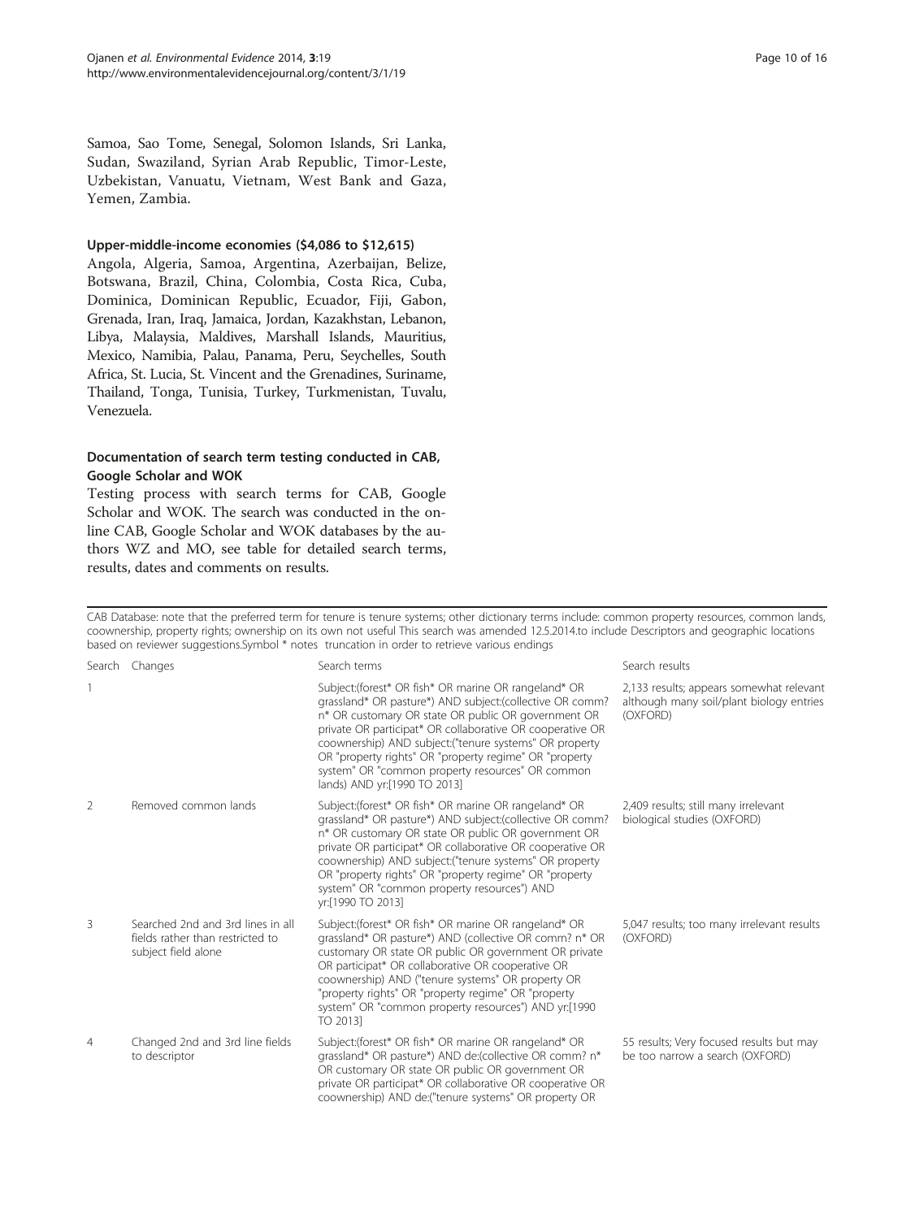Samoa, Sao Tome, Senegal, Solomon Islands, Sri Lanka, Sudan, Swaziland, Syrian Arab Republic, Timor-Leste, Uzbekistan, Vanuatu, Vietnam, West Bank and Gaza, Yemen, Zambia.

#### Upper-middle-income economies ($4,086 to $12,615)

Angola, Algeria, Samoa, Argentina, Azerbaijan, Belize, Botswana, Brazil, China, Colombia, Costa Rica, Cuba, Dominica, Dominican Republic, Ecuador, Fiji, Gabon, Grenada, Iran, Iraq, Jamaica, Jordan, Kazakhstan, Lebanon, Libya, Malaysia, Maldives, Marshall Islands, Mauritius, Mexico, Namibia, Palau, Panama, Peru, Seychelles, South Africa, St. Lucia, St. Vincent and the Grenadines, Suriname, Thailand, Tonga, Tunisia, Turkey, Turkmenistan, Tuvalu, Venezuela.

### Documentation of search term testing conducted in CAB, Google Scholar and WOK

Testing process with search terms for CAB, Google Scholar and WOK. The search was conducted in the online CAB, Google Scholar and WOK databases by the authors WZ and MO, see table for detailed search terms, results, dates and comments on results.

CAB Database: note that the preferred term for tenure is tenure systems; other dictionary terms include: common property resources, common lands, coownership, property rights; ownership on its own not useful This search was amended 12.5.2014.to include Descriptors and geographic locations based on reviewer suggestions.Symbol * notes truncation in order to retrieve various endings

| Search | Changes | Search terms | Search results |
|---|---|---|---|
| 1 | | Subject:(forest* OR fish* OR marine OR rangeland* OR grassland* OR pasture*) AND subject:(collective OR comm? n* OR customary OR state OR public OR government OR private OR participat* OR collaborative OR cooperative OR coownership) AND subject:("tenure systems" OR property OR "property rights" OR "property regime" OR "property system" OR "common property resources" OR common lands) AND yr:[1990 TO 2013] | 2,133 results; appears somewhat relevant although many soil/plant biology entries (OXFORD) |
| 2 | Removed common lands | Subject:(forest* OR fish* OR marine OR rangeland* OR grassland* OR pasture*) AND subject:(collective OR comm? n* OR customary OR state OR public OR government OR private OR participat* OR collaborative OR cooperative OR coownership) AND subject:("tenure systems" OR property OR "property rights" OR "property regime" OR "property system" OR "common property resources") AND yr:[1990 TO 2013] | 2,409 results; still many irrelevant biological studies (OXFORD) |
| 3 | Searched 2nd and 3rd lines in all fields rather than restricted to subject field alone | Subject:(forest* OR fish* OR marine OR rangeland* OR grassland* OR pasture*) AND (collective OR comm? n* OR customary OR state OR public OR government OR private OR participat* OR collaborative OR cooperative OR coownership) AND ("tenure systems" OR property OR "property rights" OR "property regime" OR "property system" OR "common property resources") AND yr:[1990 TO 2013] | 5,047 results; too many irrelevant results (OXFORD) |
| 4 | Changed 2nd and 3rd line fields to descriptor | Subject:(forest* OR fish* OR marine OR rangeland* OR grassland* OR pasture*) AND de:(collective OR comm? n* OR customary OR state OR public OR government OR private OR participat* OR collaborative OR cooperative OR coownership) AND de:("tenure systems" OR property OR | 55 results; Very focused results but may be too narrow a search (OXFORD) |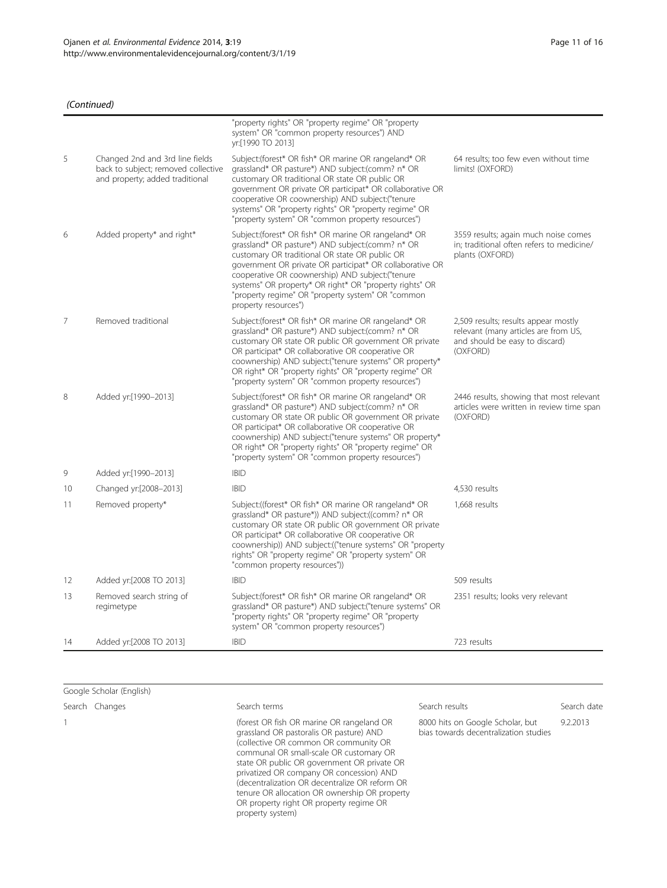*(Continued)*

| | | | |
|---|---|---|---|
| | | "property rights" OR "property regime" OR "property system" OR "common property resources") AND yr:[1990 TO 2013] | |
| 5 | Changed 2nd and 3rd line fields back to subject; removed collective and property; added traditional | Subject:(forest* OR fish* OR marine OR rangeland* OR grassland* OR pasture*) AND subject:(comm? n* OR customary OR traditional OR state OR public OR government OR private OR participat* OR collaborative OR cooperative OR coownership) AND subject:("tenure systems" OR "property rights" OR "property regime" OR "property system" OR "common property resources") | 64 results; too few even without time limits! (OXFORD) |
| 6 | Added property* and right* | Subject:(forest* OR fish* OR marine OR rangeland* OR grassland* OR pasture*) AND subject:(comm? n* OR customary OR traditional OR state OR public OR government OR private OR participat* OR collaborative OR cooperative OR coownership) AND subject:("tenure systems" OR property* OR right* OR "property rights" OR "property regime" OR "property system" OR "common property resources") | 3559 results; again much noise comes in; traditional often refers to medicine/ plants (OXFORD) |
| 7 | Removed traditional | Subject:(forest* OR fish* OR marine OR rangeland* OR grassland* OR pasture*) AND subject:(comm? n* OR customary OR state OR public OR government OR private OR participat* OR collaborative OR cooperative OR coownership) AND subject:("tenure systems" OR property* OR right* OR "property rights" OR "property regime" OR "property system" OR "common property resources") | 2,509 results; results appear mostly relevant (many articles are from US, and should be easy to discard) (OXFORD) |
| 8 | Added yr:[1990–2013] | Subject:(forest* OR fish* OR marine OR rangeland* OR grassland* OR pasture*) AND subject:(comm? n* OR customary OR state OR public OR government OR private OR participat* OR collaborative OR cooperative OR coownership) AND subject:("tenure systems" OR property* OR right* OR "property rights" OR "property regime" OR "property system" OR "common property resources") | 2446 results, showing that most relevant articles were written in review time span (OXFORD) |
| 9 | Added yr:[1990–2013] | IBID | |
| 10 | Changed yr:[2008–2013] | IBID | 4,530 results |
| 11 | Removed property* | Subject:((forest* OR fish* OR marine OR rangeland* OR grassland* OR pasture*)) AND subject:((comm? n* OR customary OR state OR public OR government OR private OR participat* OR collaborative OR cooperative OR coownership)) AND subject:(("tenure systems" OR "property rights" OR "property regime" OR "property system" OR "common property resources")) | 1,668 results |
| 12 | Added yr:[2008 TO 2013] | IBID | 509 results |
| 13 | Removed search string of regimetype | Subject:(forest* OR fish* OR marine OR rangeland* OR grassland* OR pasture*) AND subject:("tenure systems" OR "property rights" OR "property regime" OR "property system" OR "common property resources") | 2351 results; looks very relevant |
| 14 | Added yr:[2008 TO 2013] | IBID | 723 results |

Google Scholar (English)

| Search | Changes | Search terms | Search results | Search date |
|---|---|---|---|---|
| 1 | | (forest OR fish OR marine OR rangeland OR grassland OR pastoralis OR pasture) AND (collective OR common OR community OR communal OR small-scale OR customary OR state OR public OR government OR private OR privatized OR company OR concession) AND (decentralization OR decentralize OR reform OR tenure OR allocation OR ownership OR property OR property right OR property regime OR property system) | 8000 hits on Google Scholar, but bias towards decentralization studies | 9.2.2013 |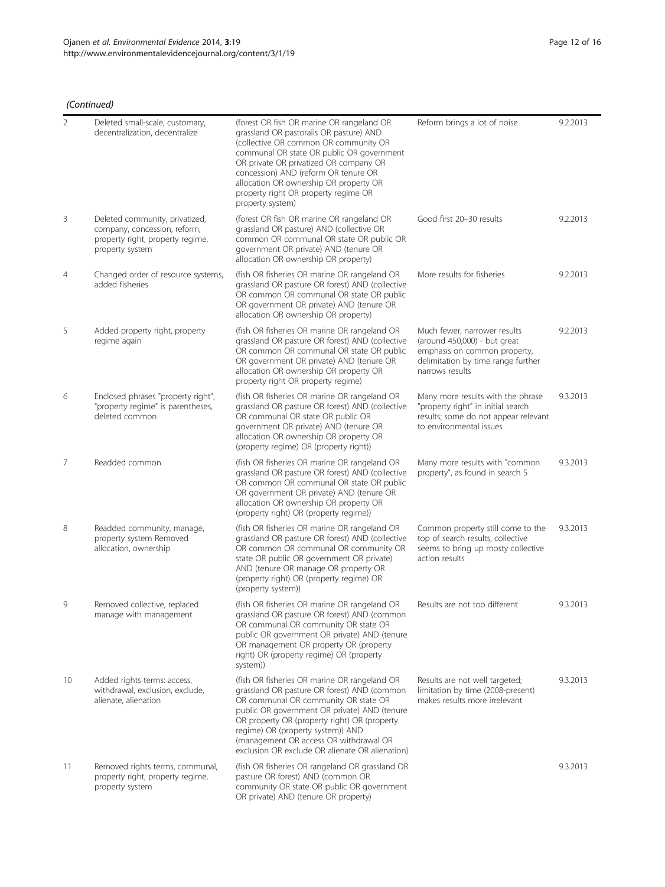*(Continued)*

| | | | | |
|---|---|---|---|---|
| 2 | Deleted small-scale, customary, decentralization, decentralize | (forest OR fish OR marine OR rangeland OR grassland OR pastoralis OR pasture) AND (collective OR common OR community OR communal OR state OR public OR government OR private OR privatized OR company OR concession) AND (reform OR tenure OR allocation OR ownership OR property OR property right OR property regime OR property system) | Reform brings a lot of noise | 9.2.2013 |
| 3 | Deleted community, privatized, company, concession, reform, property right, property regime, property system | (forest OR fish OR marine OR rangeland OR grassland OR pasture) AND (collective OR common OR communal OR state OR public OR government OR private) AND (tenure OR allocation OR ownership OR property) | Good first 20–30 results | 9.2.2013 |
| 4 | Changed order of resource systems, added fisheries | (fish OR fisheries OR marine OR rangeland OR grassland OR pasture OR forest) AND (collective OR common OR communal OR state OR public OR government OR private) AND (tenure OR allocation OR ownership OR property) | More results for fisheries | 9.2.2013 |
| 5 | Added property right, property regime again | (fish OR fisheries OR marine OR rangeland OR grassland OR pasture OR forest) AND (collective OR common OR communal OR state OR public OR government OR private) AND (tenure OR allocation OR ownership OR property OR property right OR property regime) | Much fewer, narrower results (around 450,000) - but great emphasis on common property, delimitation by time range further narrows results | 9.2.2013 |
| 6 | Enclosed phrases "property right", "property regime" is parentheses, deleted common | (fish OR fisheries OR marine OR rangeland OR grassland OR pasture OR forest) AND (collective OR communal OR state OR public OR government OR private) AND (tenure OR allocation OR ownership OR property OR (property regime) OR (property right)) | Many more results with the phrase "property right" in initial search results; some do not appear relevant to environmental issues | 9.3.2013 |
| 7 | Readded common | (fish OR fisheries OR marine OR rangeland OR grassland OR pasture OR forest) AND (collective OR common OR communal OR state OR public OR government OR private) AND (tenure OR allocation OR ownership OR property OR (property right) OR (property regime)) | Many more results with "common property", as found in search 5 | 9.3.2013 |
| 8 | Readded community, manage, property system Removed allocation, ownership | (fish OR fisheries OR marine OR rangeland OR grassland OR pasture OR forest) AND (collective OR common OR communal OR community OR state OR public OR government OR private) AND (tenure OR manage OR property OR (property right) OR (property regime) OR (property system)) | Common property still come to the top of search results, collective seems to bring up mosty collective action results | 9.3.2013 |
| 9 | Removed collective, replaced manage with management | (fish OR fisheries OR marine OR rangeland OR grassland OR pasture OR forest) AND (common OR communal OR community OR state OR public OR government OR private) AND (tenure OR management OR property OR (property right) OR (property regime) OR (property system)) | Results are not too different | 9.3.2013 |
| 10 | Added rights terms: access, withdrawal, exclusion, exclude, alienate, alienation | (fish OR fisheries OR marine OR rangeland OR grassland OR pasture OR forest) AND (common OR communal OR community OR state OR public OR government OR private) AND (tenure OR property OR (property right) OR (property regime) OR (property system)) AND (management OR access OR withdrawal OR exclusion OR exclude OR alienate OR alienation) | Results are not well targeted; limitation by time (2008-present) makes results more irrelevant | 9.3.2013 |
| 11 | Removed rights terms, communal, property right, property regime, property system | (fish OR fisheries OR rangeland OR grassland OR pasture OR forest) AND (common OR community OR state OR public OR government OR private) AND (tenure OR property) | | 9.3.2013 |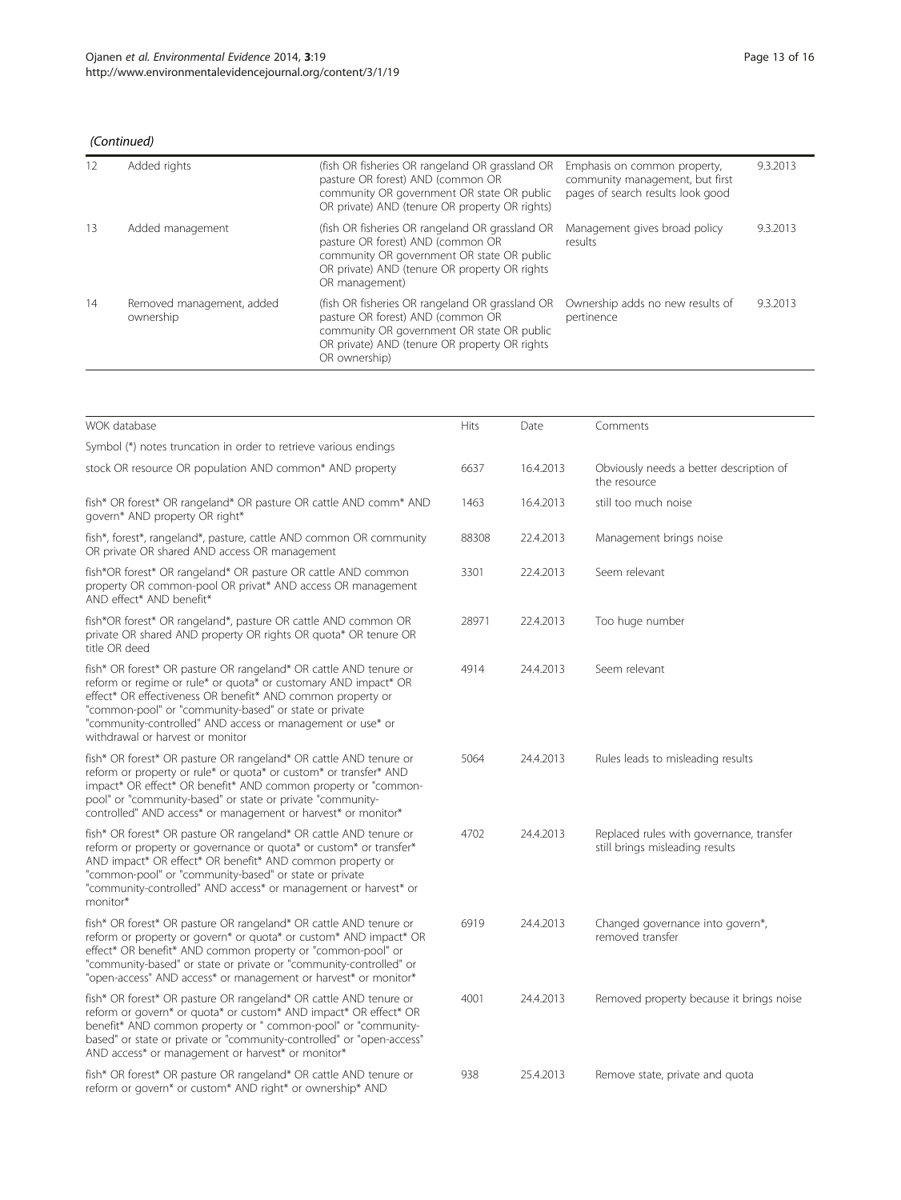*(Continued)*

| | | | | |
|---|---|---|---|---|
| 12 | Added rights | (fish OR fisheries OR rangeland OR grassland OR pasture OR forest) AND (common OR community OR government OR state OR public OR private) AND (tenure OR property OR rights) | Emphasis on common property, community management, but first pages of search results look good | 9.3.2013 |
| 13 | Added management | (fish OR fisheries OR rangeland OR grassland OR pasture OR forest) AND (common OR community OR government OR state OR public OR private) AND (tenure OR property OR rights OR management) | Management gives broad policy results | 9.3.2013 |
| 14 | Removed management, added ownership | (fish OR fisheries OR rangeland OR grassland OR pasture OR forest) AND (common OR community OR government OR state OR public OR private) AND (tenure OR property OR rights OR ownership) | Ownership adds no new results of pertinence | 9.3.2013 |

| WOK database | Hits | Date | Comments |
|---|---|---|---|
| Symbol (*) notes truncation in order to retrieve various endings | | | |
| stock OR resource OR population AND common* AND property | 6637 | 16.4.2013 | Obviously needs a better description of the resource |
| fish* OR forest* OR rangeland* OR pasture OR cattle AND comm* AND govern* AND property OR right* | 1463 | 16.4.2013 | still too much noise |
| fish*, forest*, rangeland*, pasture, cattle AND common OR community OR private OR shared AND access OR management | 88308 | 22.4.2013 | Management brings noise |
| fish*OR forest* OR rangeland* OR pasture OR cattle AND common property OR common-pool OR privat* AND access OR management AND effect* AND benefit* | 3301 | 22.4.2013 | Seem relevant |
| fish*OR forest* OR rangeland*, pasture OR cattle AND common OR private OR shared AND property OR rights OR quota* OR tenure OR title OR deed | 28971 | 22.4.2013 | Too huge number |
| fish* OR forest* OR pasture OR rangeland* OR cattle AND tenure or reform or regime or rule* or quota* or customary AND impact* OR effect* OR effectiveness OR benefit* AND common property or "common-pool" or "community-based" or state or private "community-controlled" AND access or management or use* or withdrawal or harvest or monitor | 4914 | 24.4.2013 | Seem relevant |
| fish* OR forest* OR pasture OR rangeland* OR cattle AND tenure or reform or property or rule* or quota* or custom* or transfer* AND impact* OR effect* OR benefit* AND common property or "common-pool" or "community-based" or state or private "community-controlled" AND access* or management or harvest* or monitor* | 5064 | 24.4.2013 | Rules leads to misleading results |
| fish* OR forest* OR pasture OR rangeland* OR cattle AND tenure or reform or property or governance or quota* or custom* or transfer* AND impact* OR effect* OR benefit* AND common property or "common-pool" or "community-based" or state or private "community-controlled" AND access* or management or harvest* or monitor* | 4702 | 24.4.2013 | Replaced rules with governance, transfer still brings misleading results |
| fish* OR forest* OR pasture OR rangeland* OR cattle AND tenure or reform or property or govern* or quota* or custom* AND impact* OR effect* OR benefit* AND common property or "common-pool" or "community-based" or state or private or "community-controlled" or "open-access" AND access* or management or harvest* or monitor* | 6919 | 24.4.2013 | Changed governance into govern*, removed transfer |
| fish* OR forest* OR pasture OR rangeland* OR cattle AND tenure or reform or govern* or quota* or custom* AND impact* OR effect* OR benefit* AND common property or " common-pool" or "community-based" or state or private or "community-controlled" or "open-access" AND access* or management or harvest* or monitor* | 4001 | 24.4.2013 | Removed property because it brings noise |
| fish* OR forest* OR pasture OR rangeland* OR cattle AND tenure or reform or govern* or custom* AND right* or ownership* AND | 938 | 25.4.2013 | Remove state, private and quota |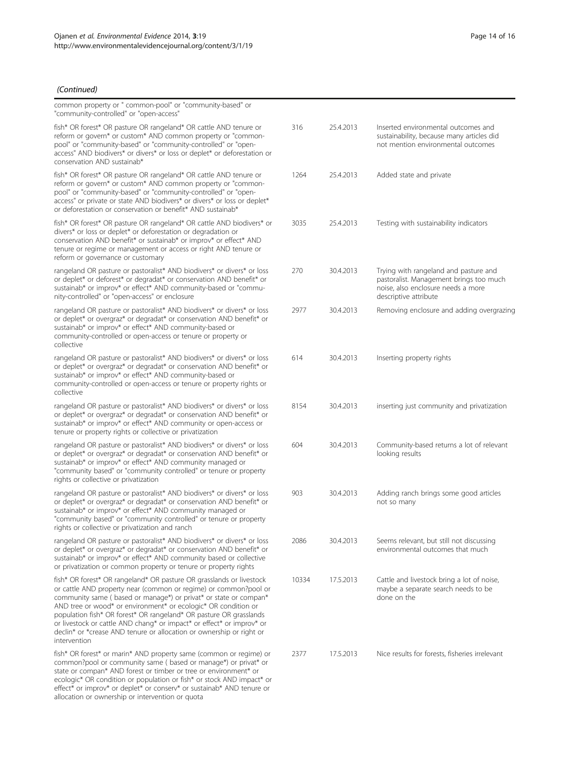*(Continued)*

| | | | |
|---|---|---|---|
| common property or " common-pool" or "community-based" or "community-controlled" or "open-access" | | | |
| fish* OR forest* OR pasture OR rangeland* OR cattle AND tenure or reform or govern* or custom* AND common property or "common-pool" or "community-based" or "community-controlled" or "open-access" AND biodivers* or divers* or loss or deplet* or deforestation or conservation AND sustainab* | 316 | 25.4.2013 | Inserted environmental outcomes and sustainability, because many articles did not mention environmental outcomes |
| fish* OR forest* OR pasture OR rangeland* OR cattle AND tenure or reform or govern* or custom* AND common property or "common-pool" or "community-based" or "community-controlled" or "open-access" or private or state AND biodivers* or divers* or loss or deplet* or deforestation or conservation or benefit* AND sustainab* | 1264 | 25.4.2013 | Added state and private |
| fish* OR forest* OR pasture OR rangeland* OR cattle AND biodivers* or divers* or loss or deplet* or deforestation or degradation or conservation AND benefit* or sustainab* or improv* or effect* AND tenure or regime or management or access or right AND tenure or reform or governance or customary | 3035 | 25.4.2013 | Testing with sustainability indicators |
| rangeland OR pasture or pastoralist* AND biodivers* or divers* or loss or deplet* or deforest* or degradat* or conservation AND benefit* or sustainab* or improv* or effect* AND community-based or "community-controlled" or "open-access" or enclosure | 270 | 30.4.2013 | Trying with rangeland and pasture and pastoralist. Management brings too much noise, also enclosure needs a more descriptive attribute |
| rangeland OR pasture or pastoralist* AND biodivers* or divers* or loss or deplet* or overgraz* or degradat* or conservation AND benefit* or sustainab* or improv* or effect* AND community-based or community-controlled or open-access or tenure or property or collective | 2977 | 30.4.2013 | Removing enclosure and adding overgrazing |
| rangeland OR pasture or pastoralist* AND biodivers* or divers* or loss or deplet* or overgraz* or degradat* or conservation AND benefit* or sustainab* or improv* or effect* AND community-based or community-controlled or open-access or tenure or property rights or collective | 614 | 30.4.2013 | Inserting property rights |
| rangeland OR pasture or pastoralist* AND biodivers* or divers* or loss or deplet* or overgraz* or degradat* or conservation AND benefit* or sustainab* or improv* or effect* AND community or open-access or tenure or property rights or collective or privatization | 8154 | 30.4.2013 | inserting just community and privatization |
| rangeland OR pasture or pastoralist* AND biodivers* or divers* or loss or deplet* or overgraz* or degradat* or conservation AND benefit* or sustainab* or improv* or effect* AND community managed or "community based" or "community controlled" or tenure or property rights or collective or privatization | 604 | 30.4.2013 | Community-based returns a lot of relevant looking results |
| rangeland OR pasture or pastoralist* AND biodivers* or divers* or loss or deplet* or overgraz* or degradat* or conservation AND benefit* or sustainab* or improv* or effect* AND community managed or "community based" or "community controlled" or tenure or property rights or collective or privatization and ranch | 903 | 30.4.2013 | Adding ranch brings some good articles not so many |
| rangeland OR pasture or pastoralist* AND biodivers* or divers* or loss or deplet* or overgraz* or degradat* or conservation AND benefit* or sustainab* or improv* or effect* AND community based or collective or privatization or common property or tenure or property rights | 2086 | 30.4.2013 | Seems relevant, but still not discussing environmental outcomes that much |
| fish* OR forest* OR rangeland* OR pasture OR grasslands or livestock or cattle AND property near (common or regime) or common?pool or community same ( based or manage*) or privat* or state or compan* AND tree or wood* or environment* or ecologic* OR condition or population fish* OR forest* OR rangeland* OR pasture OR grasslands or livestock or cattle AND chang* or impact* or effect* or improv* or declin* or *crease AND tenure or allocation or ownership or right or intervention | 10334 | 17.5.2013 | Cattle and livestock bring a lot of noise, maybe a separate search needs to be done on the |
| fish* OR forest* or marin* AND property same (common or regime) or common?pool or community same ( based or manage*) or privat* or state or compan* AND forest or timber or tree or environment* or ecologic* OR condition or population or fish* or stock AND impact* or effect* or improv* or deplet* or conserv* or sustainab* AND tenure or allocation or ownership or intervention or quota | 2377 | 17.5.2013 | Nice results for forests, fisheries irrelevant |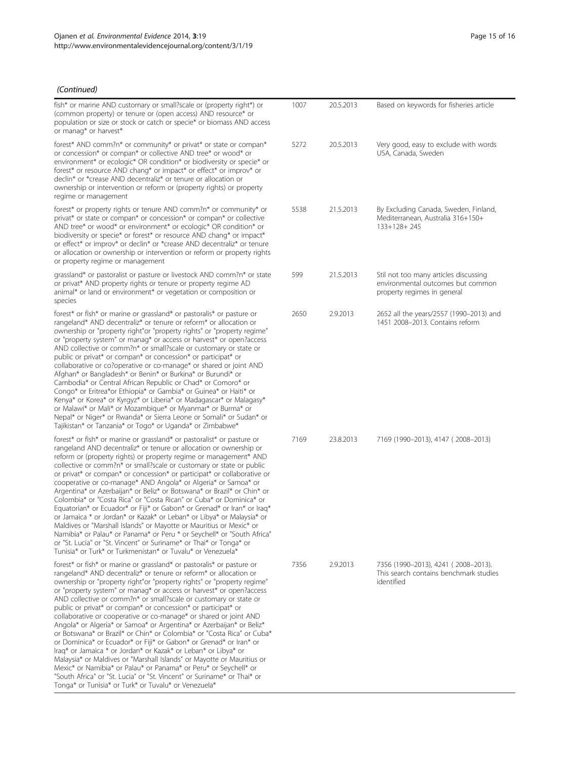*(Continued)*

| | | | |
|---|---|---|---|
| fish* or marine AND customary or small?scale or (property right*) or (common property) or tenure or (open access) AND resource* or population or size or stock or catch or specie* or biomass AND access or manag* or harvest* | 1007 | 20.5.2013 | Based on keywords for fisheries article |
| forest* AND comm?n* or community* or privat* or state or compan* or concession* or compan* or collective AND tree* or wood* or environment* or ecologic* OR condition* or biodiversity or specie* or forest* or resource AND chang* or impact* or effect* or improv* or declin* or *crease AND decentraliz* or tenure or allocation or ownership or intervention or reform or (property rights) or property regime or management | 5272 | 20.5.2013 | Very good, easy to exclude with words USA, Canada, Sweden |
| forest* or property rights or tenure AND comm?n* or community* or privat* or state or compan* or concession* or compan* or collective AND tree* or wood* or environment* or ecologic* OR condition* or biodiversity or specie* or forest* or resource AND chang* or impact* or effect* or improv* or declin* or *crease AND decentraliz* or tenure or allocation or ownership or intervention or reform or property rights or property regime or management | 5538 | 21.5.2013 | By Excluding Canada, Sweden, Finland, Mediterranean, Australia 316+150+ 133+128+ 245 |
| grassland* or pastoralist or pasture or livestock AND comm?n* or state or privat* AND property rights or tenure or property regime AD animal* or land or environment* or vegetation or composition or species | 599 | 21.5.2013 | Stil not too many articles discussing environmental outcomes but common property regimes in general |
| forest* or fish* or marine or grassland* or pastoralis* or pasture or rangeland* AND decentraliz* or tenure or reform* or allocation or ownership or "property right"or "property rights" or "property regime" or "property system" or manag* or access or harvest* or open?access AND collective or comm?n* or small?scale or customary or state or public or privat* or compan* or concession* or participat* or collaborative or co?operative or co-manage* or shared or joint AND Afghan* or Bangladesh* or Benin* or Burkina* or Burundi* or Cambodia* or Central African Republic or Chad* or Comoro* or Congo* or Eritrea*or Ethiopia* or Gambia* or Guinea* or Haiti* or Kenya* or Korea* or Kyrgyz* or Liberia* or Madagascar* or Malagasy* or Malawi* or Mali* or Mozambique* or Myanmar* or Burma* or Nepal* or Niger* or Rwanda* or Sierra Leone or Somali* or Sudan* or Tajikistan* or Tanzania* or Togo* or Uganda* or Zimbabwe* | 2650 | 2.9.2013 | 2652 all the years/2557 (1990–2013) and 1451 2008–2013. Contains reform |
| forest* or fish* or marine or grassland* or pastoralist* or pasture or rangeland AND decentraliz* or tenure or allocation or ownership or reform or (property rights) or property regime or management* AND collective or comm?n* or small?scale or customary or state or public or privat* or compan* or concession* or participat* or collaborative or cooperative or co-manage* AND Angola* or Algeria* or Samoa* or Argentina* or Azerbaijan* or Beliz* or Botswana* or Brazil* or Chin* or Colombia* or "Costa Rica" or "Costa Rican" or Cuba* or Dominica* or Equatorian* or Ecuador* or Fiji* or Gabon* or Grenad* or Iran* or Iraq* or Jamaica * or Jordan* or Kazak* or Leban* or Libya* or Malaysia* or Maldives or "Marshall Islands" or Mayotte or Mauritius or Mexic* or Namibia* or Palau* or Panama* or Peru * or Seychell* or "South Africa" or "St. Lucia" or "St. Vincent" or Suriname* or Thai* or Tonga* or Tunisia* or Turk* or Turkmenistan* or Tuvalu* or Venezuela* | 7169 | 23.8.2013 | 7169 (1990–2013), 4147 ( 2008–2013) |
| forest* or fish* or marine or grassland* or pastoralis* or pasture or rangeland* AND decentraliz* or tenure or reform* or allocation or ownership or "property right"or "property rights" or "property regime" or "property system" or manag* or access or harvest* or open?access AND collective or comm?n* or small?scale or customary or state or public or privat* or compan* or concession* or participat* or collaborative or cooperative or co-manage* or shared or joint AND Angola* or Algeria* or Samoa* or Argentina* or Azerbaijan* or Beliz* or Botswana* or Brazil* or Chin* or Colombia* or "Costa Rica" or Cuba* or Dominica* or Ecuador* or Fiji* or Gabon* or Grenad* or Iran* or Iraq* or Jamaica * or Jordan* or Kazak* or Leban* or Libya* or Malaysia* or Maldives or "Marshall Islands" or Mayotte or Mauritius or Mexic* or Namibia* or Palau* or Panama* or Peru* or Seychell* or "South Africa" or "St. Lucia" or "St. Vincent" or Suriname* or Thai* or Tonga* or Tunisia* or Turk* or Tuvalu* or Venezuela* | 7356 | 2.9.2013 | 7356 (1990–2013), 4241 ( 2008–2013). This search contains benchmark studies identified |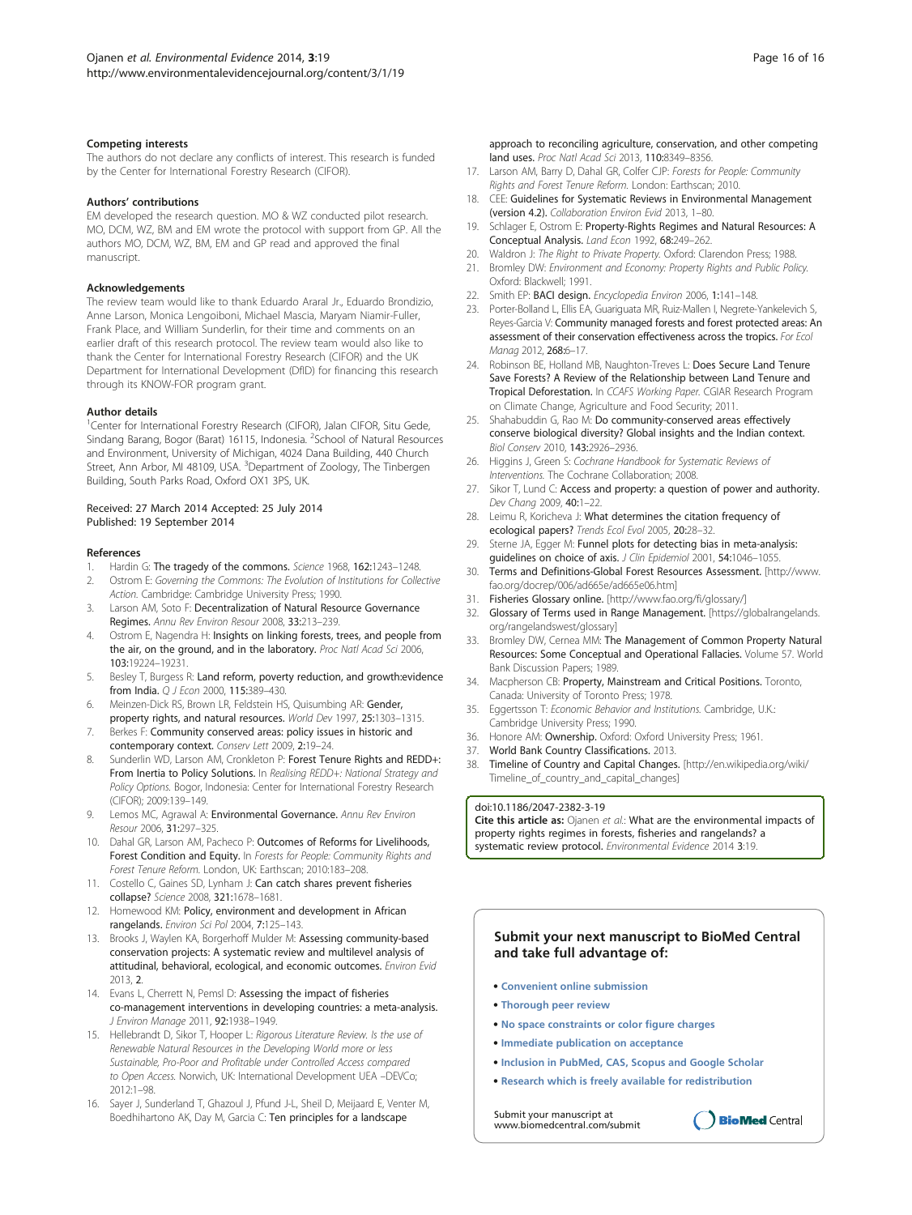### Competing interests

The authors do not declare any conflicts of interest. This research is funded by the Center for International Forestry Research (CIFOR).

### Authors' contributions

EM developed the research question. MO & WZ conducted pilot research. MO, DCM, WZ, BM and EM wrote the protocol with support from GP. All the authors MO, DCM, WZ, BM, EM and GP read and approved the final manuscript.

### Acknowledgements

The review team would like to thank Eduardo Araral Jr., Eduardo Brondizio, Anne Larson, Monica Lengoiboni, Michael Mascia, Maryam Niamir-Fuller, Frank Place, and William Sunderlin, for their time and comments on an earlier draft of this research protocol. The review team would also like to thank the Center for International Forestry Research (CIFOR) and the UK Department for International Development (DfID) for financing this research through its KNOW-FOR program grant.

### Author details

[1]Center for International Forestry Research (CIFOR), Jalan CIFOR, Situ Gede, Sindang Barang, Bogor (Barat) 16115, Indonesia. [2]School of Natural Resources and Environment, University of Michigan, 4024 Dana Building, 440 Church Street, Ann Arbor, MI 48109, USA. [3]Department of Zoology, The Tinbergen Building, South Parks Road, Oxford OX1 3PS, UK.

Received: 27 March 2014 Accepted: 25 July 2014
Published: 19 September 2014

### References

1. Hardin G: **The tragedy of the commons.** *Science* 1968, **162:**1243–1248.
2. Ostrom E: *Governing the Commons: The Evolution of Institutions for Collective Action.* Cambridge: Cambridge University Press; 1990.
3. Larson AM, Soto F: **Decentralization of Natural Resource Governance Regimes.** *Annu Rev Environ Resour* 2008, **33:**213–239.
4. Ostrom E, Nagendra H: **Insights on linking forests, trees, and people from the air, on the ground, and in the laboratory.** *Proc Natl Acad Sci* 2006, **103:**19224–19231.
5. Besley T, Burgess R: **Land reform, poverty reduction, and growth:evidence from India.** *Q J Econ* 2000, **115:**389–430.
6. Meinzen-Dick RS, Brown LR, Feldstein HS, Quisumbing AR: **Gender, property rights, and natural resources.** *World Dev* 1997, **25:**1303–1315.
7. Berkes F: **Community conserved areas: policy issues in historic and contemporary context.** *Conserv Lett* 2009, **2:**19–24.
8. Sunderlin WD, Larson AM, Cronkleton P: **Forest Tenure Rights and REDD+: From Inertia to Policy Solutions.** In *Realising REDD+: National Strategy and Policy Options.* Bogor, Indonesia: Center for International Forestry Research (CIFOR); 2009:139–149.
9. Lemos MC, Agrawal A: **Environmental Governance.** *Annu Rev Environ Resour* 2006, **31:**297–325.
10. Dahal GR, Larson AM, Pacheco P: **Outcomes of Reforms for Livelihoods, Forest Condition and Equity.** In *Forests for People: Community Rights and Forest Tenure Reform.* London, UK: Earthscan; 2010:183–208.
11. Costello C, Gaines SD, Lynham J: **Can catch shares prevent fisheries collapse?** *Science* 2008, **321:**1678–1681.
12. Homewood KM: **Policy, environment and development in African rangelands.** *Environ Sci Pol* 2004, **7:**125–143.
13. Brooks J, Waylen KA, Borgerhoff Mulder M: **Assessing community-based conservation projects: A systematic review and multilevel analysis of attitudinal, behavioral, ecological, and economic outcomes.** *Environ Evid* 2013, **2.**
14. Evans L, Cherrett N, Pemsl D: **Assessing the impact of fisheries co-management interventions in developing countries: a meta-analysis.** *J Environ Manage* 2011, **92:**1938–1949.
15. Hellebrandt D, Sikor T, Hooper L: *Rigorous Literature Review. Is the use of Renewable Natural Resources in the Developing World more or less Sustainable, Pro-Poor and Profitable under Controlled Access compared to Open Access.* Norwich, UK: International Development UEA –DEVCo; 2012:1–98.
16. Sayer J, Sunderland T, Ghazoul J, Pfund J-L, Sheil D, Meijaard E, Venter M, Boedhihartono AK, Day M, Garcia C: **Ten principles for a landscape approach to reconciling agriculture, conservation, and other competing land uses.** *Proc Natl Acad Sci* 2013, **110:**8349–8356.
17. Larson AM, Barry D, Dahal GR, Colfer CJP: *Forests for People: Community Rights and Forest Tenure Reform.* London: Earthscan; 2010.
18. CEE: **Guidelines for Systematic Reviews in Environmental Management (version 4.2).** *Collaboration Environ Evid* 2013, 1–80.
19. Schlager E, Ostrom E: **Property-Rights Regimes and Natural Resources: A Conceptual Analysis.** *Land Econ* 1992, **68:**249–262.
20. Waldron J: *The Right to Private Property.* Oxford: Clarendon Press; 1988.
21. Bromley DW: *Environment and Economy: Property Rights and Public Policy.* Oxford: Blackwell; 1991.
22. Smith EP: **BACI design.** *Encyclopedia Environ* 2006, **1:**141–148.
23. Porter-Bolland L, Ellis EA, Guariguata MR, Ruiz-Mallen I, Negrete-Yankelevich S, Reyes-Garcia V: **Community managed forests and forest protected areas: An assessment of their conservation effectiveness across the tropics.** *For Ecol Manag* 2012, **268:**6–17.
24. Robinson BE, Holland MB, Naughton-Treves L: **Does Secure Land Tenure Save Forests? A Review of the Relationship between Land Tenure and Tropical Deforestation.** In *CCAFS Working Paper.* CGIAR Research Program on Climate Change, Agriculture and Food Security; 2011.
25. Shahabuddin G, Rao M: **Do community-conserved areas effectively conserve biological diversity? Global insights and the Indian context.** *Biol Conserv* 2010, **143:**2926–2936.
26. Higgins J, Green S: *Cochrane Handbook for Systematic Reviews of Interventions.* The Cochrane Collaboration; 2008.
27. Sikor T, Lund C: **Access and property: a question of power and authority.** *Dev Chang* 2009, **40:**1–22.
28. Leimu R, Koricheva J: **What determines the citation frequency of ecological papers?** *Trends Ecol Evol* 2005, **20:**28–32.
29. Sterne JA, Egger M: **Funnel plots for detecting bias in meta-analysis: guidelines on choice of axis.** *J Clin Epidemiol* 2001, **54:**1046–1055.
30. **Terms and Definitions-Global Forest Resources Assessment.** [http://www.fao.org/docrep/006/ad665e/ad665e06.htm]
31. **Fisheries Glossary online.** [http://www.fao.org/fi/glossary/]
32. **Glossary of Terms used in Range Management.** [https://globalrangelands.org/rangelandswest/glossary]
33. Bromley DW, Cernea MM: **The Management of Common Property Natural Resources: Some Conceptual and Operational Fallacies.** Volume 57. World Bank Discussion Papers; 1989.
34. Macpherson CB: **Property, Mainstream and Critical Positions.** Toronto, Canada: University of Toronto Press; 1978.
35. Eggertsson T: *Economic Behavior and Institutions.* Cambridge, U.K.: Cambridge University Press; 1990.
36. Honore AM: **Ownership.** Oxford: Oxford University Press; 1961.
37. **World Bank Country Classifications.** 2013.
38. **Timeline of Country and Capital Changes.** [http://en.wikipedia.org/wiki/Timeline_of_country_and_capital_changes]

doi:10.1186/2047-2382-3-19
**Cite this article as:** Ojanen *et al.*: What are the environmental impacts of property rights regimes in forests, fisheries and rangelands? a systematic review protocol. *Environmental Evidence* 2014 **3**:19.